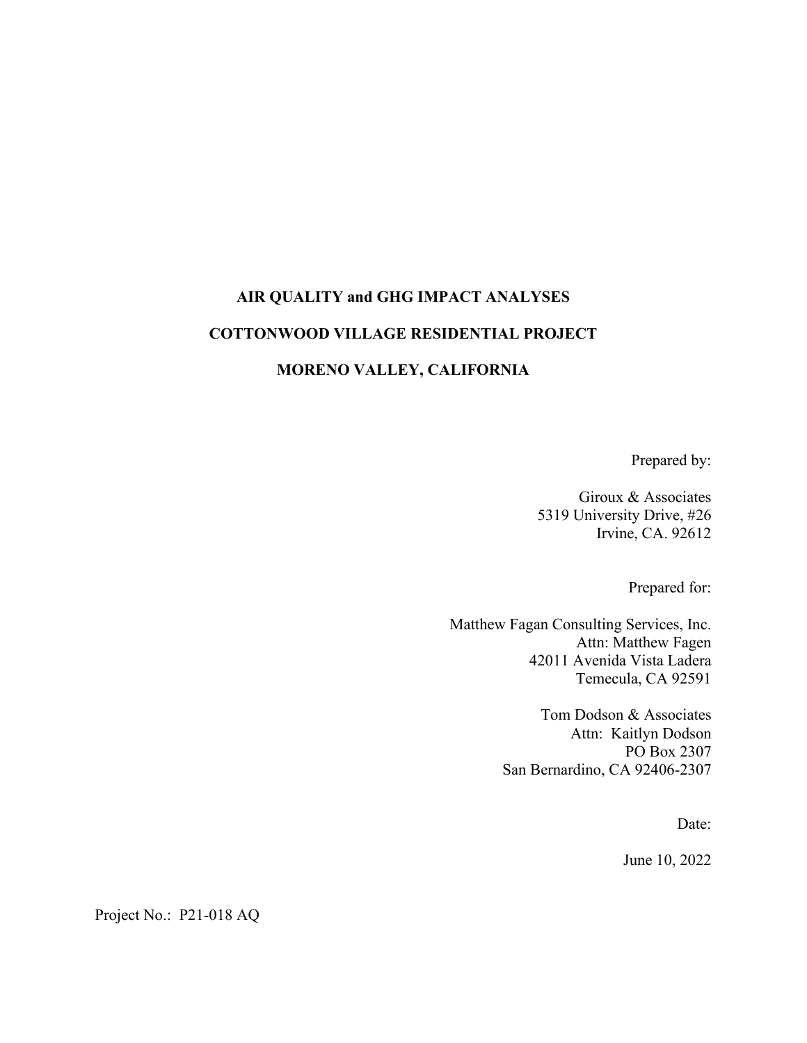# AIR QUALITY and GHG IMPACT ANALYSES

# COTTONWOOD VILLAGE RESIDENTIAL PROJECT

# MORENO VALLEY, CALIFORNIA

Prepared by:

Giroux & Associates
5319 University Drive, #26
Irvine, CA. 92612

Prepared for:

Matthew Fagan Consulting Services, Inc.
Attn: Matthew Fagen
42011 Avenida Vista Ladera
Temecula, CA 92591

Tom Dodson & Associates
Attn: Kaitlyn Dodson
PO Box 2307
San Bernardino, CA 92406-2307

Date:

June 10, 2022

Project No.: P21-018 AQ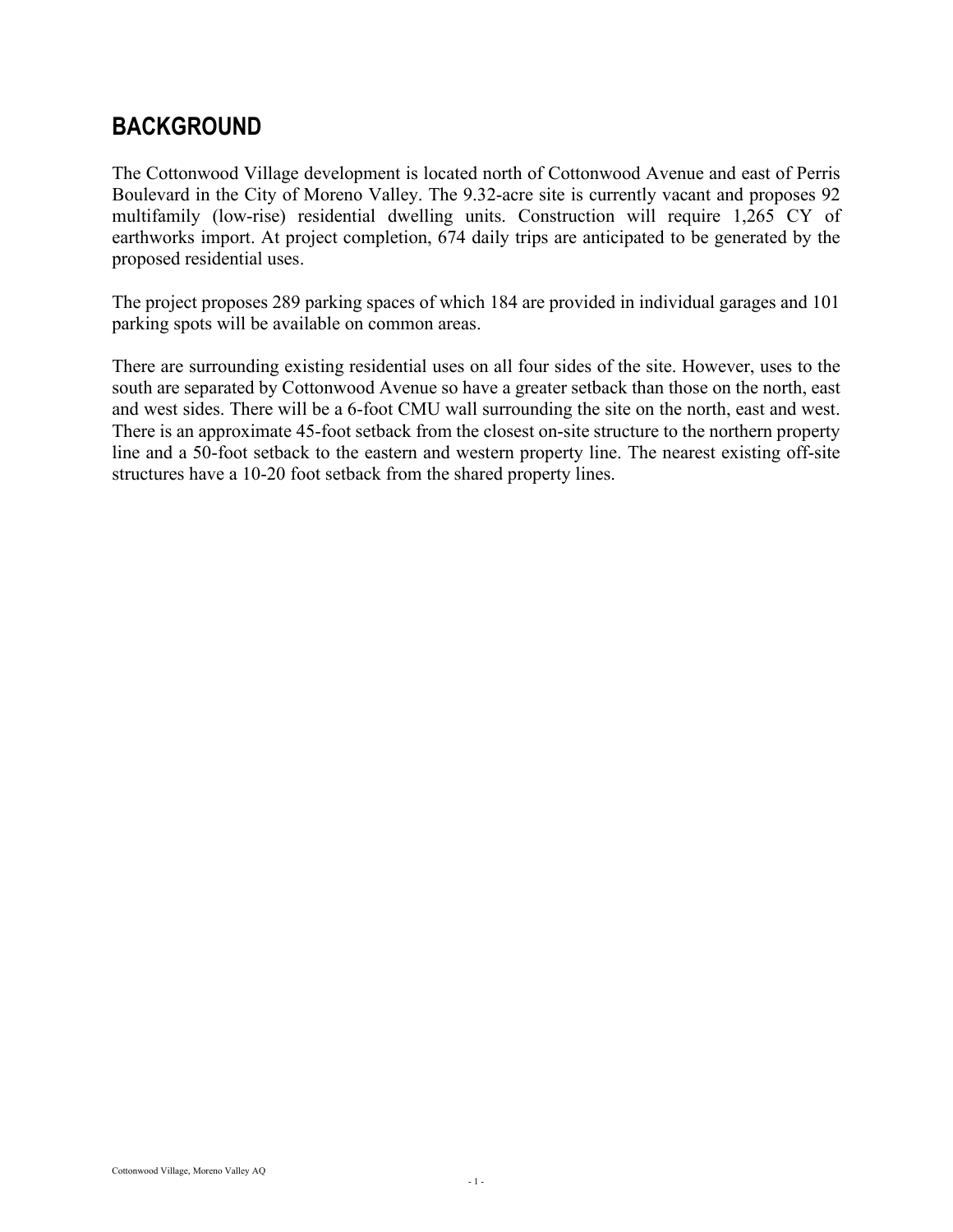## BACKGROUND

The Cottonwood Village development is located north of Cottonwood Avenue and east of Perris Boulevard in the City of Moreno Valley. The 9.32-acre site is currently vacant and proposes 92 multifamily (low-rise) residential dwelling units. Construction will require 1,265 CY of earthworks import. At project completion, 674 daily trips are anticipated to be generated by the proposed residential uses.

The project proposes 289 parking spaces of which 184 are provided in individual garages and 101 parking spots will be available on common areas.

There are surrounding existing residential uses on all four sides of the site. However, uses to the south are separated by Cottonwood Avenue so have a greater setback than those on the north, east and west sides. There will be a 6-foot CMU wall surrounding the site on the north, east and west. There is an approximate 45-foot setback from the closest on-site structure to the northern property line and a 50-foot setback to the eastern and western property line. The nearest existing off-site structures have a 10-20 foot setback from the shared property lines.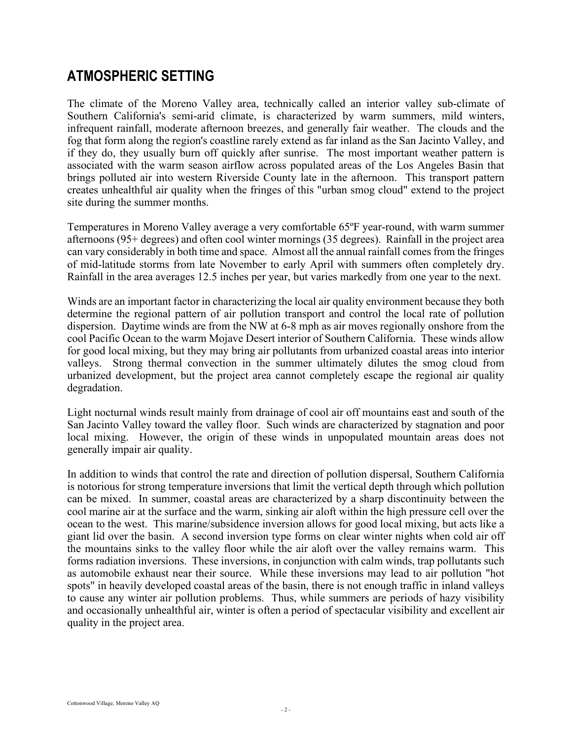## ATMOSPHERIC SETTING

The climate of the Moreno Valley area, technically called an interior valley sub-climate of Southern California's semi-arid climate, is characterized by warm summers, mild winters, infrequent rainfall, moderate afternoon breezes, and generally fair weather. The clouds and the fog that form along the region's coastline rarely extend as far inland as the San Jacinto Valley, and if they do, they usually burn off quickly after sunrise. The most important weather pattern is associated with the warm season airflow across populated areas of the Los Angeles Basin that brings polluted air into western Riverside County late in the afternoon. This transport pattern creates unhealthful air quality when the fringes of this "urban smog cloud" extend to the project site during the summer months.

Temperatures in Moreno Valley average a very comfortable 65ºF year-round, with warm summer afternoons (95+ degrees) and often cool winter mornings (35 degrees). Rainfall in the project area can vary considerably in both time and space. Almost all the annual rainfall comes from the fringes of mid-latitude storms from late November to early April with summers often completely dry. Rainfall in the area averages 12.5 inches per year, but varies markedly from one year to the next.

Winds are an important factor in characterizing the local air quality environment because they both determine the regional pattern of air pollution transport and control the local rate of pollution dispersion. Daytime winds are from the NW at 6-8 mph as air moves regionally onshore from the cool Pacific Ocean to the warm Mojave Desert interior of Southern California. These winds allow for good local mixing, but they may bring air pollutants from urbanized coastal areas into interior valleys. Strong thermal convection in the summer ultimately dilutes the smog cloud from urbanized development, but the project area cannot completely escape the regional air quality degradation.

Light nocturnal winds result mainly from drainage of cool air off mountains east and south of the San Jacinto Valley toward the valley floor. Such winds are characterized by stagnation and poor local mixing. However, the origin of these winds in unpopulated mountain areas does not generally impair air quality.

In addition to winds that control the rate and direction of pollution dispersal, Southern California is notorious for strong temperature inversions that limit the vertical depth through which pollution can be mixed. In summer, coastal areas are characterized by a sharp discontinuity between the cool marine air at the surface and the warm, sinking air aloft within the high pressure cell over the ocean to the west. This marine/subsidence inversion allows for good local mixing, but acts like a giant lid over the basin. A second inversion type forms on clear winter nights when cold air off the mountains sinks to the valley floor while the air aloft over the valley remains warm. This forms radiation inversions. These inversions, in conjunction with calm winds, trap pollutants such as automobile exhaust near their source. While these inversions may lead to air pollution "hot spots" in heavily developed coastal areas of the basin, there is not enough traffic in inland valleys to cause any winter air pollution problems. Thus, while summers are periods of hazy visibility and occasionally unhealthful air, winter is often a period of spectacular visibility and excellent air quality in the project area.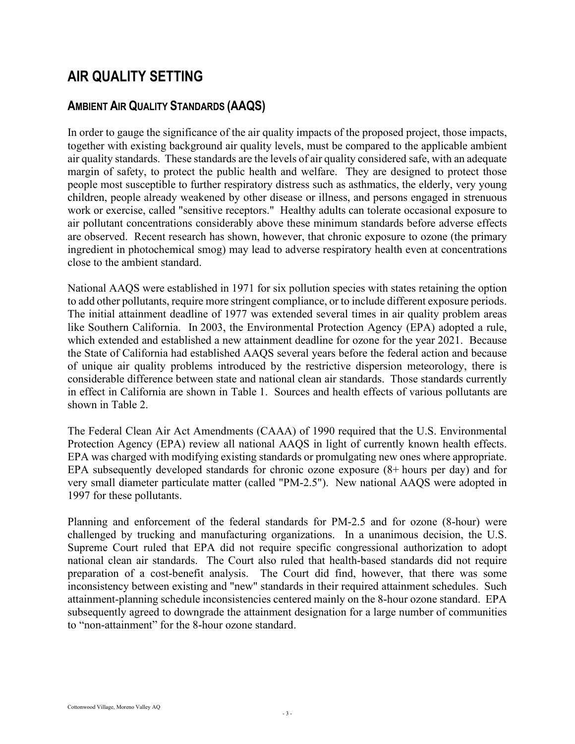# AIR QUALITY SETTING

## AMBIENT AIR QUALITY STANDARDS (AAQS)

In order to gauge the significance of the air quality impacts of the proposed project, those impacts, together with existing background air quality levels, must be compared to the applicable ambient air quality standards. These standards are the levels of air quality considered safe, with an adequate margin of safety, to protect the public health and welfare. They are designed to protect those people most susceptible to further respiratory distress such as asthmatics, the elderly, very young children, people already weakened by other disease or illness, and persons engaged in strenuous work or exercise, called "sensitive receptors." Healthy adults can tolerate occasional exposure to air pollutant concentrations considerably above these minimum standards before adverse effects are observed. Recent research has shown, however, that chronic exposure to ozone (the primary ingredient in photochemical smog) may lead to adverse respiratory health even at concentrations close to the ambient standard.

National AAQS were established in 1971 for six pollution species with states retaining the option to add other pollutants, require more stringent compliance, or to include different exposure periods. The initial attainment deadline of 1977 was extended several times in air quality problem areas like Southern California. In 2003, the Environmental Protection Agency (EPA) adopted a rule, which extended and established a new attainment deadline for ozone for the year 2021. Because the State of California had established AAQS several years before the federal action and because of unique air quality problems introduced by the restrictive dispersion meteorology, there is considerable difference between state and national clean air standards. Those standards currently in effect in California are shown in Table 1. Sources and health effects of various pollutants are shown in Table 2.

The Federal Clean Air Act Amendments (CAAA) of 1990 required that the U.S. Environmental Protection Agency (EPA) review all national AAQS in light of currently known health effects. EPA was charged with modifying existing standards or promulgating new ones where appropriate. EPA subsequently developed standards for chronic ozone exposure (8+ hours per day) and for very small diameter particulate matter (called "PM-2.5"). New national AAQS were adopted in 1997 for these pollutants.

Planning and enforcement of the federal standards for PM-2.5 and for ozone (8-hour) were challenged by trucking and manufacturing organizations. In a unanimous decision, the U.S. Supreme Court ruled that EPA did not require specific congressional authorization to adopt national clean air standards. The Court also ruled that health-based standards did not require preparation of a cost-benefit analysis. The Court did find, however, that there was some inconsistency between existing and "new" standards in their required attainment schedules. Such attainment-planning schedule inconsistencies centered mainly on the 8-hour ozone standard. EPA subsequently agreed to downgrade the attainment designation for a large number of communities to "non-attainment" for the 8-hour ozone standard.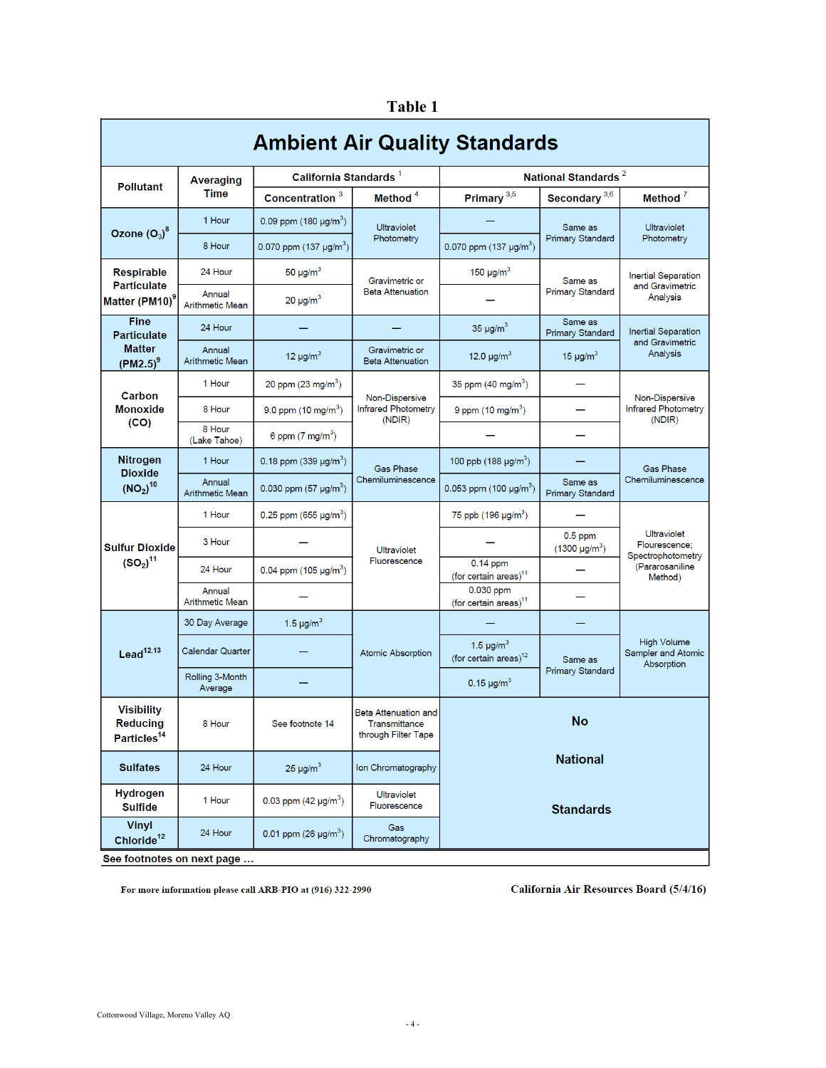**Table 1**

# Ambient Air Quality Standards

| Pollutant | Averaging Time | California Standards [1] | | National Standards [2] | | |
|---|---|---|---|---|---|---|
| | | Concentration [3] | Method [4] | Primary [3,5] | Secondary [3,6] | Method [7] |
| Ozone ($O_3$)[8] | 1 Hour | 0.09 ppm (180 µg/m$^3$) | Ultraviolet Photometry | — | Same as Primary Standard | Ultraviolet Photometry |
| | 8 Hour | 0.070 ppm (137 µg/m$^3$) | | 0.070 ppm (137 µg/m$^3$) | | |
| Respirable Particulate Matter (PM10)[9] | 24 Hour | 50 µg/m$^3$ | Gravimetric or Beta Attenuation | 150 µg/m$^3$ | Same as Primary Standard | Inertial Separation and Gravimetric Analysis |
| | Annual Arithmetic Mean | 20 µg/m$^3$ | | — | | |
| Fine Particulate Matter (PM2.5)[9] | 24 Hour | — | — | 35 µg/m$^3$ | Same as Primary Standard | Inertial Separation and Gravimetric Analysis |
| | Annual Arithmetic Mean | 12 µg/m$^3$ | Gravimetric or Beta Attenuation | 12.0 µg/m$^3$ | 15 µg/m$^3$ | |
| Carbon Monoxide (CO) | 1 Hour | 20 ppm (23 mg/m$^3$) | Non-Dispersive Infrared Photometry (NDIR) | 35 ppm (40 mg/m$^3$) | — | Non-Dispersive Infrared Photometry (NDIR) |
| | 8 Hour | 9.0 ppm (10 mg/m$^3$) | | 9 ppm (10 mg/m$^3$) | — | |
| | 8 Hour (Lake Tahoe) | 6 ppm (7 mg/m$^3$) | | — | — | |
| Nitrogen Dioxide ($NO_2$)[10] | 1 Hour | 0.18 ppm (339 µg/m$^3$) | Gas Phase Chemiluminescence | 100 ppb (188 µg/m$^3$) | — | Gas Phase Chemiluminescence |
| | Annual Arithmetic Mean | 0.030 ppm (57 µg/m$^3$) | | 0.053 ppm (100 µg/m$^3$) | Same as Primary Standard | |
| Sulfur Dioxide ($SO_2$)[11] | 1 Hour | 0.25 ppm (655 µg/m$^3$) | Ultraviolet Fluorescence | 75 ppb (196 µg/m$^3$) | — | Ultraviolet Flourescence; Spectrophotometry (Pararosaniline Method) |
| | 3 Hour | — | | — | 0.5 ppm (1300 µg/m$^3$) | |
| | 24 Hour | 0.04 ppm (105 µg/m$^3$) | | 0.14 ppm (for certain areas)[11] | — | |
| | Annual Arithmetic Mean | — | | 0.030 ppm (for certain areas)[11] | — | |
| Lead[12,13] | 30 Day Average | 1.5 µg/m$^3$ | Atomic Absorption | — | — | High Volume Sampler and Atomic Absorption |
| | Calendar Quarter | — | | 1.5 µg/m$^3$ (for certain areas)[12] | Same as Primary Standard | |
| | Rolling 3-Month Average | — | | 0.15 µg/m$^3$ | | |
| Visibility Reducing Particles[14] | 8 Hour | See footnote 14 | Beta Attenuation and Transmittance through Filter Tape | No National Standards | | |
| Sulfates | 24 Hour | 25 µg/m$^3$ | Ion Chromatography | | | |
| Hydrogen Sulfide | 1 Hour | 0.03 ppm (42 µg/m$^3$) | Ultraviolet Fluorescence | | | |
| Vinyl Chloride[12] | 24 Hour | 0.01 ppm (26 µg/m$^3$) | Gas Chromatography | | | |

See footnotes on next page …

For more information please call ARB-PIO at (916) 322-2990

California Air Resources Board (5/4/16)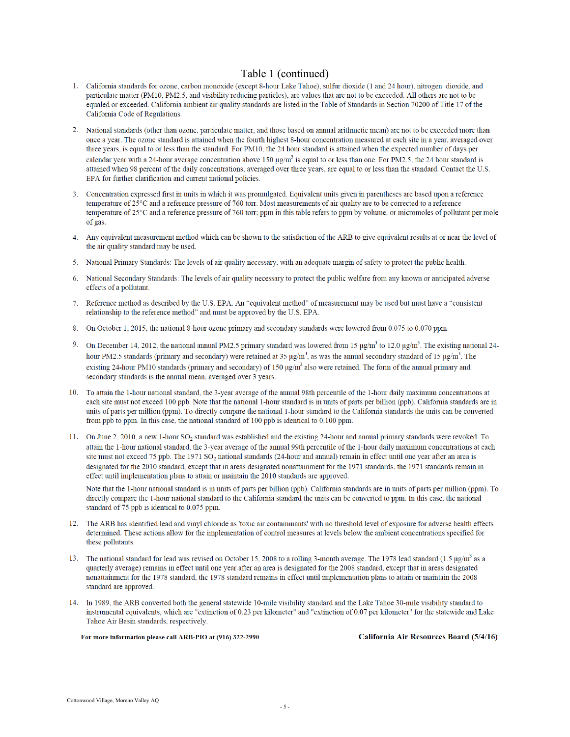# Table 1 (continued)

1. California standards for ozone, carbon monoxide (except 8-hour Lake Tahoe), sulfur dioxide (1 and 24 hour), nitrogen dioxide, and particulate matter (PM10, PM2.5, and visibility reducing particles), are values that are not to be exceeded. All others are not to be equaled or exceeded. California ambient air quality standards are listed in the Table of Standards in Section 70200 of Title 17 of the California Code of Regulations.

2. National standards (other than ozone, particulate matter, and those based on annual arithmetic mean) are not to be exceeded more than once a year. The ozone standard is attained when the fourth highest 8-hour concentration measured at each site in a year, averaged over three years, is equal to or less than the standard. For PM10, the 24 hour standard is attained when the expected number of days per calendar year with a 24-hour average concentration above 150 μg/m$^3$ is equal to or less than one. For PM2.5, the 24 hour standard is attained when 98 percent of the daily concentrations, averaged over three years, are equal to or less than the standard. Contact the U.S. EPA for further clarification and current national policies.

3. Concentration expressed first in units in which it was promulgated. Equivalent units given in parentheses are based upon a reference temperature of 25°C and a reference pressure of 760 torr. Most measurements of air quality are to be corrected to a reference temperature of 25°C and a reference pressure of 760 torr; ppm in this table refers to ppm by volume, or micromoles of pollutant per mole of gas.

4. Any equivalent measurement method which can be shown to the satisfaction of the ARB to give equivalent results at or near the level of the air quality standard may be used.

5. National Primary Standards: The levels of air quality necessary, with an adequate margin of safety to protect the public health.

6. National Secondary Standards: The levels of air quality necessary to protect the public welfare from any known or anticipated adverse effects of a pollutant.

7. Reference method as described by the U.S. EPA. An "equivalent method" of measurement may be used but must have a "consistent relationship to the reference method" and must be approved by the U.S. EPA.

8. On October 1, 2015, the national 8-hour ozone primary and secondary standards were lowered from 0.075 to 0.070 ppm.

9. On December 14, 2012, the national annual PM2.5 primary standard was lowered from 15 μg/m$^3$ to 12.0 μg/m$^3$. The existing national 24-hour PM2.5 standards (primary and secondary) were retained at 35 μg/m$^3$, as was the annual secondary standard of 15 μg/m$^3$. The existing 24-hour PM10 standards (primary and secondary) of 150 μg/m$^3$ also were retained. The form of the annual primary and secondary standards is the annual mean, averaged over 3 years.

10. To attain the 1-hour national standard, the 3-year average of the annual 98th percentile of the 1-hour daily maximum concentrations at each site must not exceed 100 ppb. Note that the national 1-hour standard is in units of parts per billion (ppb). California standards are in units of parts per million (ppm). To directly compare the national 1-hour standard to the California standards the units can be converted from ppb to ppm. In this case, the national standard of 100 ppb is identical to 0.100 ppm.

11. On June 2, 2010, a new 1-hour $SO_2$ standard was established and the existing 24-hour and annual primary standards were revoked. To attain the 1-hour national standard, the 3-year average of the annual 99th percentile of the 1-hour daily maximum concentrations at each site must not exceed 75 ppb. The 1971 $SO_2$ national standards (24-hour and annual) remain in effect until one year after an area is designated for the 2010 standard, except that in areas designated nonattainment for the 1971 standards, the 1971 standards remain in effect until implementation plans to attain or maintain the 2010 standards are approved.

    Note that the 1-hour national standard is in units of parts per billion (ppb). California standards are in units of parts per million (ppm). To directly compare the 1-hour national standard to the California standard the units can be converted to ppm. In this case, the national standard of 75 ppb is identical to 0.075 ppm.

12. The ARB has identified lead and vinyl chloride as 'toxic air contaminants' with no threshold level of exposure for adverse health effects determined. These actions allow for the implementation of control measures at levels below the ambient concentrations specified for these pollutants.

13. The national standard for lead was revised on October 15, 2008 to a rolling 3-month average. The 1978 lead standard (1.5 μg/m$^3$ as a quarterly average) remains in effect until one year after an area is designated for the 2008 standard, except that in areas designated nonattainment for the 1978 standard, the 1978 standard remains in effect until implementation plans to attain or maintain the 2008 standard are approved.

14. In 1989, the ARB converted both the general statewide 10-mile visibility standard and the Lake Tahoe 30-mile visibility standard to instrumental equivalents, which are "extinction of 0.23 per kilometer" and "extinction of 0.07 per kilometer" for the statewide and Lake Tahoe Air Basin standards, respectively.

**For more information please call ARB-PIO at (916) 322-2990** **California Air Resources Board (5/4/16)**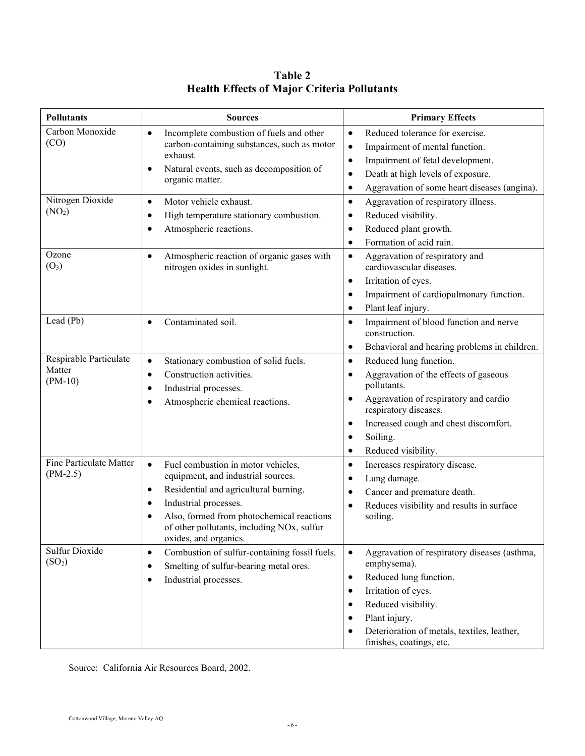**Table 2**
**Health Effects of Major Criteria Pollutants**

| Pollutants | Sources | Primary Effects |
|---|---|---|
| Carbon Monoxide (CO) | • Incomplete combustion of fuels and other carbon-containing substances, such as motor exhaust.<br>• Natural events, such as decomposition of organic matter. | • Reduced tolerance for exercise.<br>• Impairment of mental function.<br>• Impairment of fetal development.<br>• Death at high levels of exposure.<br>• Aggravation of some heart diseases (angina). |
| Nitrogen Dioxide ($NO_2$) | • Motor vehicle exhaust.<br>• High temperature stationary combustion.<br>• Atmospheric reactions. | • Aggravation of respiratory illness.<br>• Reduced visibility.<br>• Reduced plant growth.<br>• Formation of acid rain. |
| Ozone ($O_3$) | • Atmospheric reaction of organic gases with nitrogen oxides in sunlight. | • Aggravation of respiratory and cardiovascular diseases.<br>• Irritation of eyes.<br>• Impairment of cardiopulmonary function.<br>• Plant leaf injury. |
| Lead (Pb) | • Contaminated soil. | • Impairment of blood function and nerve construction.<br>• Behavioral and hearing problems in children. |
| Respirable Particulate Matter (PM-10) | • Stationary combustion of solid fuels.<br>• Construction activities.<br>• Industrial processes.<br>• Atmospheric chemical reactions. | • Reduced lung function.<br>• Aggravation of the effects of gaseous pollutants.<br>• Aggravation of respiratory and cardio respiratory diseases.<br>• Increased cough and chest discomfort.<br>• Soiling.<br>• Reduced visibility. |
| Fine Particulate Matter (PM-2.5) | • Fuel combustion in motor vehicles, equipment, and industrial sources.<br>• Residential and agricultural burning.<br>• Industrial processes.<br>• Also, formed from photochemical reactions of other pollutants, including NOx, sulfur oxides, and organics. | • Increases respiratory disease.<br>• Lung damage.<br>• Cancer and premature death.<br>• Reduces visibility and results in surface soiling. |
| Sulfur Dioxide ($SO_2$) | • Combustion of sulfur-containing fossil fuels.<br>• Smelting of sulfur-bearing metal ores.<br>• Industrial processes. | • Aggravation of respiratory diseases (asthma, emphysema).<br>• Reduced lung function.<br>• Irritation of eyes.<br>• Reduced visibility.<br>• Plant injury.<br>• Deterioration of metals, textiles, leather, finishes, coatings, etc. |

Source: California Air Resources Board, 2002.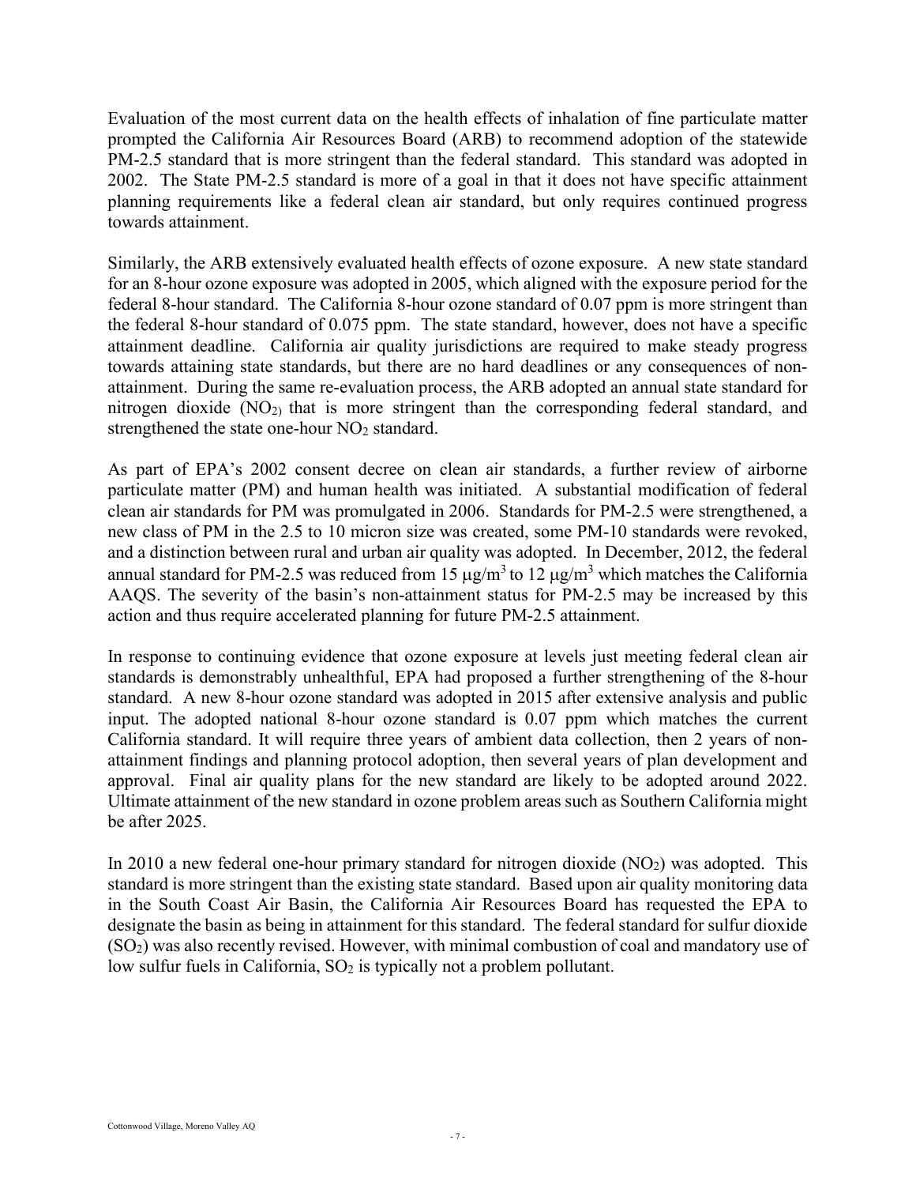Evaluation of the most current data on the health effects of inhalation of fine particulate matter prompted the California Air Resources Board (ARB) to recommend adoption of the statewide PM-2.5 standard that is more stringent than the federal standard. This standard was adopted in 2002. The State PM-2.5 standard is more of a goal in that it does not have specific attainment planning requirements like a federal clean air standard, but only requires continued progress towards attainment.

Similarly, the ARB extensively evaluated health effects of ozone exposure. A new state standard for an 8-hour ozone exposure was adopted in 2005, which aligned with the exposure period for the federal 8-hour standard. The California 8-hour ozone standard of 0.07 ppm is more stringent than the federal 8-hour standard of 0.075 ppm. The state standard, however, does not have a specific attainment deadline. California air quality jurisdictions are required to make steady progress towards attaining state standards, but there are no hard deadlines or any consequences of non-attainment. During the same re-evaluation process, the ARB adopted an annual state standard for nitrogen dioxide ($NO_2$) that is more stringent than the corresponding federal standard, and strengthened the state one-hour $NO_2$ standard.

As part of EPA's 2002 consent decree on clean air standards, a further review of airborne particulate matter (PM) and human health was initiated. A substantial modification of federal clean air standards for PM was promulgated in 2006. Standards for PM-2.5 were strengthened, a new class of PM in the 2.5 to 10 micron size was created, some PM-10 standards were revoked, and a distinction between rural and urban air quality was adopted. In December, 2012, the federal annual standard for PM-2.5 was reduced from 15 $\mu g/m^3$ to 12 $\mu g/m^3$ which matches the California AAQS. The severity of the basin's non-attainment status for PM-2.5 may be increased by this action and thus require accelerated planning for future PM-2.5 attainment.

In response to continuing evidence that ozone exposure at levels just meeting federal clean air standards is demonstrably unhealthful, EPA had proposed a further strengthening of the 8-hour standard. A new 8-hour ozone standard was adopted in 2015 after extensive analysis and public input. The adopted national 8-hour ozone standard is 0.07 ppm which matches the current California standard. It will require three years of ambient data collection, then 2 years of non-attainment findings and planning protocol adoption, then several years of plan development and approval. Final air quality plans for the new standard are likely to be adopted around 2022. Ultimate attainment of the new standard in ozone problem areas such as Southern California might be after 2025.

In 2010 a new federal one-hour primary standard for nitrogen dioxide ($NO_2$) was adopted. This standard is more stringent than the existing state standard. Based upon air quality monitoring data in the South Coast Air Basin, the California Air Resources Board has requested the EPA to designate the basin as being in attainment for this standard. The federal standard for sulfur dioxide ($SO_2$) was also recently revised. However, with minimal combustion of coal and mandatory use of low sulfur fuels in California, $SO_2$ is typically not a problem pollutant.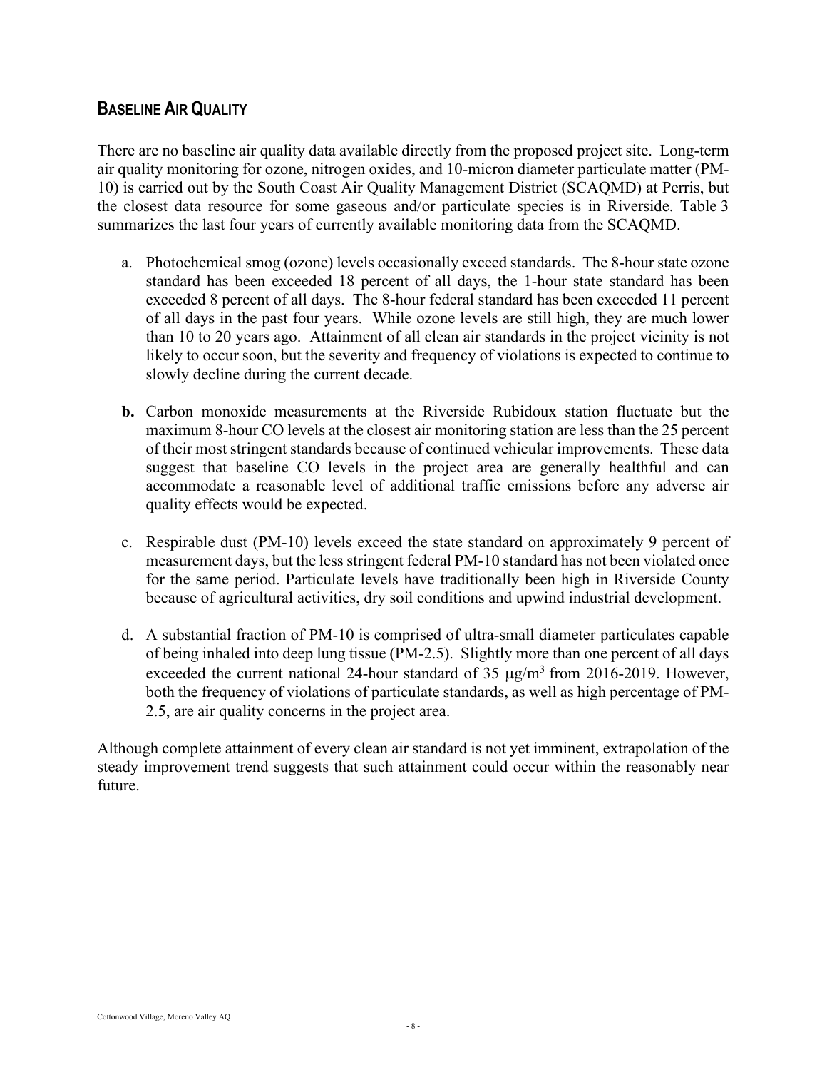## BASELINE AIR QUALITY

There are no baseline air quality data available directly from the proposed project site. Long-term air quality monitoring for ozone, nitrogen oxides, and 10-micron diameter particulate matter (PM-10) is carried out by the South Coast Air Quality Management District (SCAQMD) at Perris, but the closest data resource for some gaseous and/or particulate species is in Riverside. Table 3 summarizes the last four years of currently available monitoring data from the SCAQMD.

a. Photochemical smog (ozone) levels occasionally exceed standards. The 8-hour state ozone standard has been exceeded 18 percent of all days, the 1-hour state standard has been exceeded 8 percent of all days. The 8-hour federal standard has been exceeded 11 percent of all days in the past four years. While ozone levels are still high, they are much lower than 10 to 20 years ago. Attainment of all clean air standards in the project vicinity is not likely to occur soon, but the severity and frequency of violations is expected to continue to slowly decline during the current decade.

**b.** Carbon monoxide measurements at the Riverside Rubidoux station fluctuate but the maximum 8-hour CO levels at the closest air monitoring station are less than the 25 percent of their most stringent standards because of continued vehicular improvements. These data suggest that baseline CO levels in the project area are generally healthful and can accommodate a reasonable level of additional traffic emissions before any adverse air quality effects would be expected.

c. Respirable dust (PM-10) levels exceed the state standard on approximately 9 percent of measurement days, but the less stringent federal PM-10 standard has not been violated once for the same period. Particulate levels have traditionally been high in Riverside County because of agricultural activities, dry soil conditions and upwind industrial development.

d. A substantial fraction of PM-10 is comprised of ultra-small diameter particulates capable of being inhaled into deep lung tissue (PM-2.5). Slightly more than one percent of all days exceeded the current national 24-hour standard of 35 $\mu g/m^3$ from 2016-2019. However, both the frequency of violations of particulate standards, as well as high percentage of PM-2.5, are air quality concerns in the project area.

Although complete attainment of every clean air standard is not yet imminent, extrapolation of the steady improvement trend suggests that such attainment could occur within the reasonably near future.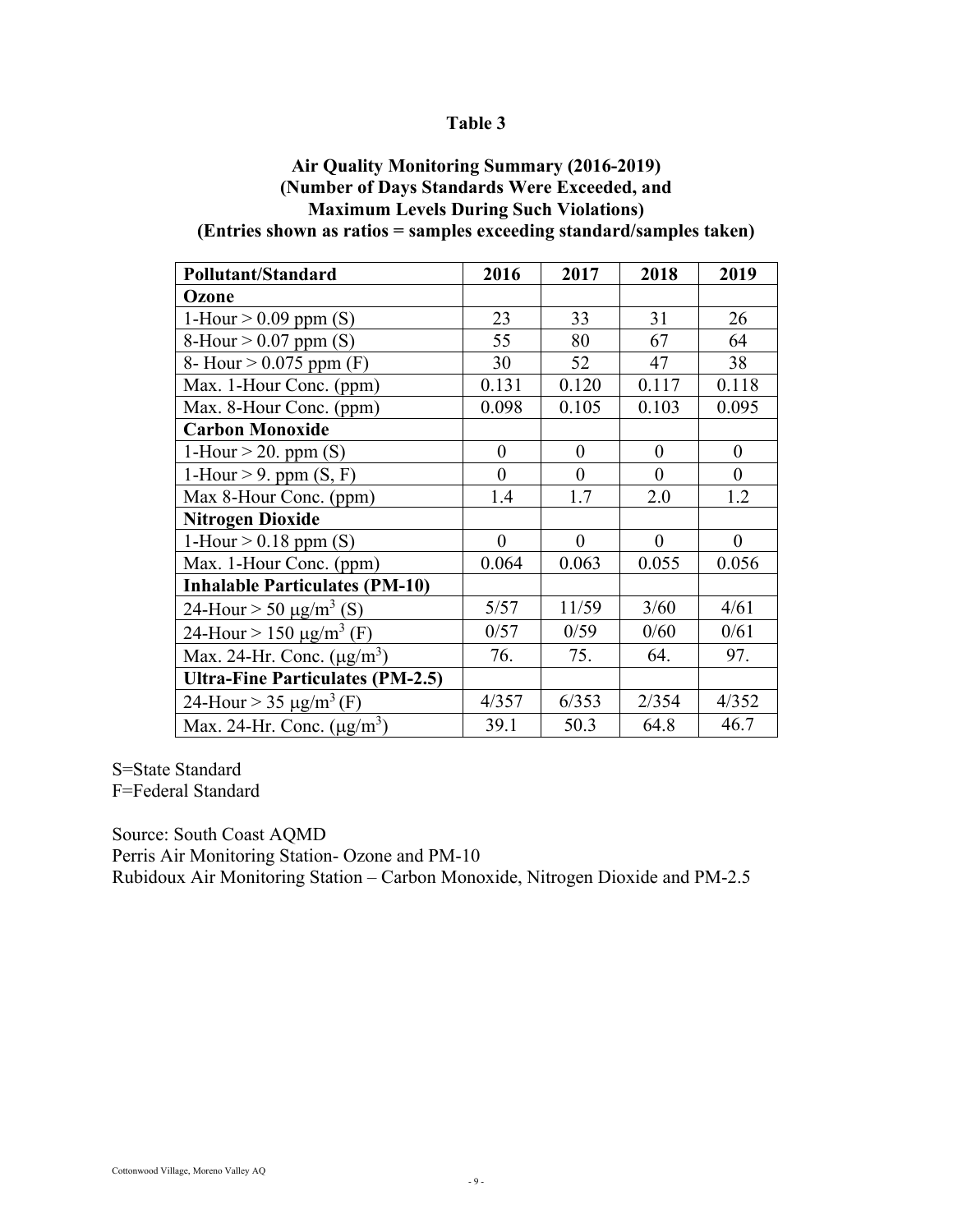**Table 3**

**Air Quality Monitoring Summary (2016-2019)**
**(Number of Days Standards Were Exceeded, and**
**Maximum Levels During Such Violations)**
**(Entries shown as ratios = samples exceeding standard/samples taken)**

| Pollutant/Standard | 2016 | 2017 | 2018 | 2019 |
|---|---|---|---|---|
| **Ozone** | | | | |
| 1-Hour > 0.09 ppm (S) | 23 | 33 | 31 | 26 |
| 8-Hour > 0.07 ppm (S) | 55 | 80 | 67 | 64 |
| 8- Hour > 0.075 ppm (F) | 30 | 52 | 47 | 38 |
| Max. 1-Hour Conc. (ppm) | 0.131 | 0.120 | 0.117 | 0.118 |
| Max. 8-Hour Conc. (ppm) | 0.098 | 0.105 | 0.103 | 0.095 |
| **Carbon Monoxide** | | | | |
| 1-Hour > 20. ppm (S) | 0 | 0 | 0 | 0 |
| 1-Hour > 9. ppm (S, F) | 0 | 0 | 0 | 0 |
| Max 8-Hour Conc. (ppm) | 1.4 | 1.7 | 2.0 | 1.2 |
| **Nitrogen Dioxide** | | | | |
| 1-Hour > 0.18 ppm (S) | 0 | 0 | 0 | 0 |
| Max. 1-Hour Conc. (ppm) | 0.064 | 0.063 | 0.055 | 0.056 |
| **Inhalable Particulates (PM-10)** | | | | |
| 24-Hour > 50 $\mu g/m^3$ (S) | 5/57 | 11/59 | 3/60 | 4/61 |
| 24-Hour > 150 $\mu g/m^3$ (F) | 0/57 | 0/59 | 0/60 | 0/61 |
| Max. 24-Hr. Conc. ($\mu g/m^3$) | 76. | 75. | 64. | 97. |
| **Ultra-Fine Particulates (PM-2.5)** | | | | |
| 24-Hour > 35 $\mu g/m^3$ (F) | 4/357 | 6/353 | 2/354 | 4/352 |
| Max. 24-Hr. Conc. ($\mu g/m^3$) | 39.1 | 50.3 | 64.8 | 46.7 |

S=State Standard
F=Federal Standard

Source: South Coast AQMD
Perris Air Monitoring Station- Ozone and PM-10
Rubidoux Air Monitoring Station – Carbon Monoxide, Nitrogen Dioxide and PM-2.5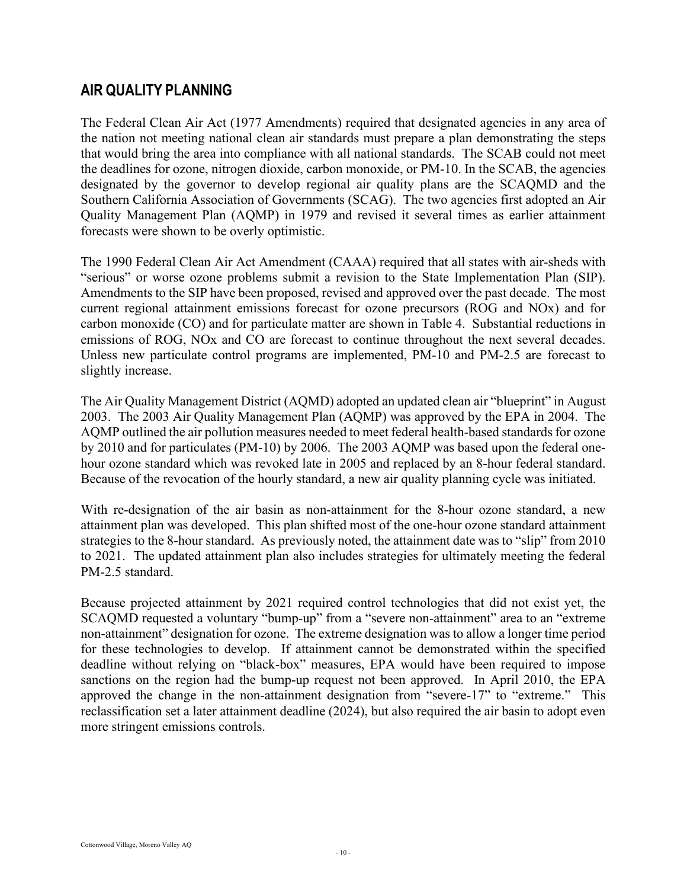## AIR QUALITY PLANNING

The Federal Clean Air Act (1977 Amendments) required that designated agencies in any area of the nation not meeting national clean air standards must prepare a plan demonstrating the steps that would bring the area into compliance with all national standards. The SCAB could not meet the deadlines for ozone, nitrogen dioxide, carbon monoxide, or PM-10. In the SCAB, the agencies designated by the governor to develop regional air quality plans are the SCAQMD and the Southern California Association of Governments (SCAG). The two agencies first adopted an Air Quality Management Plan (AQMP) in 1979 and revised it several times as earlier attainment forecasts were shown to be overly optimistic.

The 1990 Federal Clean Air Act Amendment (CAAA) required that all states with air-sheds with "serious" or worse ozone problems submit a revision to the State Implementation Plan (SIP). Amendments to the SIP have been proposed, revised and approved over the past decade. The most current regional attainment emissions forecast for ozone precursors (ROG and NOx) and for carbon monoxide (CO) and for particulate matter are shown in Table 4. Substantial reductions in emissions of ROG, NOx and CO are forecast to continue throughout the next several decades. Unless new particulate control programs are implemented, PM-10 and PM-2.5 are forecast to slightly increase.

The Air Quality Management District (AQMD) adopted an updated clean air "blueprint" in August 2003. The 2003 Air Quality Management Plan (AQMP) was approved by the EPA in 2004. The AQMP outlined the air pollution measures needed to meet federal health-based standards for ozone by 2010 and for particulates (PM-10) by 2006. The 2003 AQMP was based upon the federal one-hour ozone standard which was revoked late in 2005 and replaced by an 8-hour federal standard. Because of the revocation of the hourly standard, a new air quality planning cycle was initiated.

With re-designation of the air basin as non-attainment for the 8-hour ozone standard, a new attainment plan was developed. This plan shifted most of the one-hour ozone standard attainment strategies to the 8-hour standard. As previously noted, the attainment date was to "slip" from 2010 to 2021. The updated attainment plan also includes strategies for ultimately meeting the federal PM-2.5 standard.

Because projected attainment by 2021 required control technologies that did not exist yet, the SCAQMD requested a voluntary "bump-up" from a "severe non-attainment" area to an "extreme non-attainment" designation for ozone. The extreme designation was to allow a longer time period for these technologies to develop. If attainment cannot be demonstrated within the specified deadline without relying on "black-box" measures, EPA would have been required to impose sanctions on the region had the bump-up request not been approved. In April 2010, the EPA approved the change in the non-attainment designation from "severe-17" to "extreme." This reclassification set a later attainment deadline (2024), but also required the air basin to adopt even more stringent emissions controls.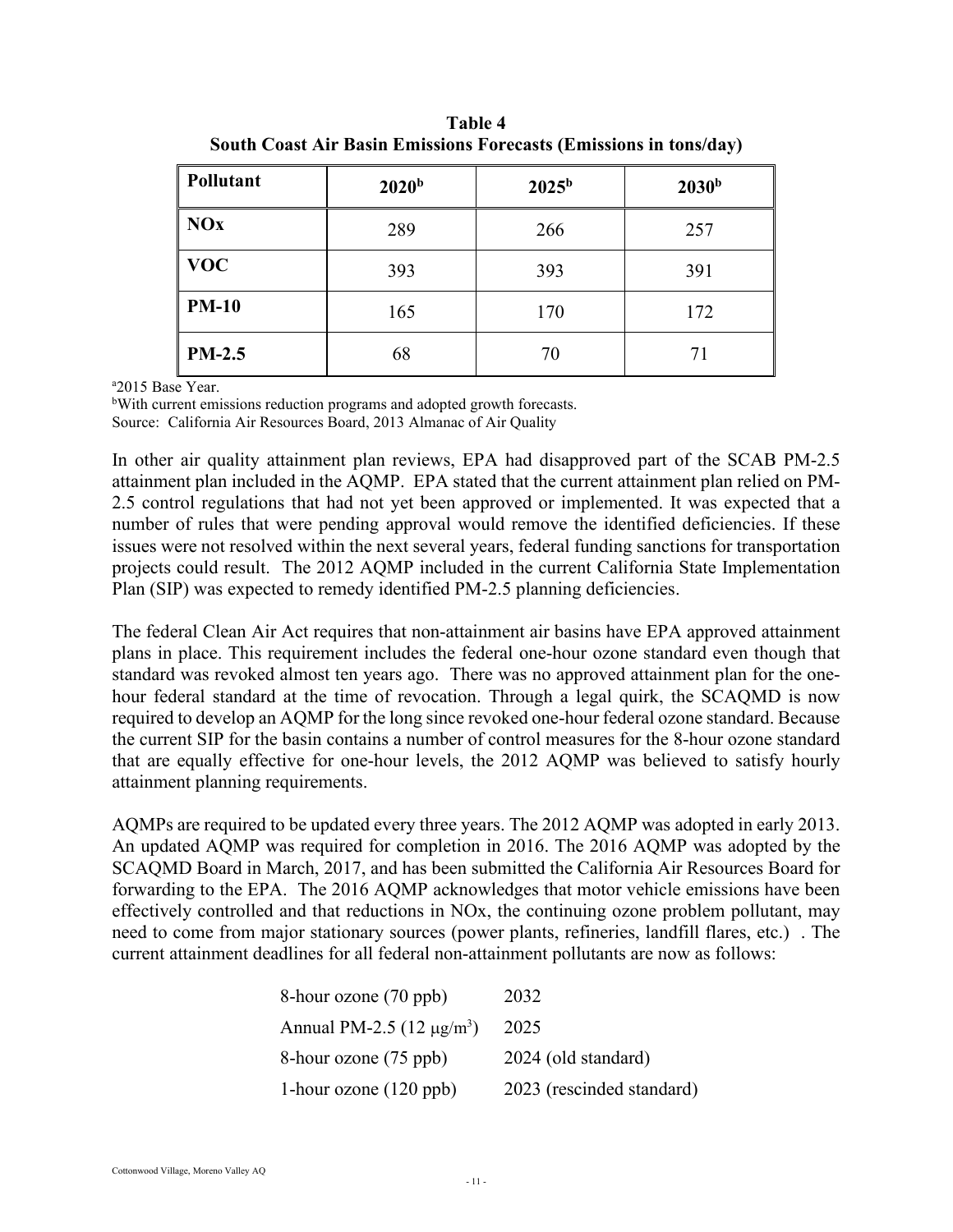**Table 4**
**South Coast Air Basin Emissions Forecasts (Emissions in tons/day)**

| Pollutant | 2020[b] | 2025[b] | 2030[b] |
|---|---|---|---|
| **NOx** | 289 | 266 | 257 |
| **VOC** | 393 | 393 | 391 |
| **PM-10** | 165 | 170 | 172 |
| **PM-2.5** | 68 | 70 | 71 |

[a]2015 Base Year.
[b]With current emissions reduction programs and adopted growth forecasts.
Source: California Air Resources Board, 2013 Almanac of Air Quality

In other air quality attainment plan reviews, EPA had disapproved part of the SCAB PM-2.5 attainment plan included in the AQMP. EPA stated that the current attainment plan relied on PM-2.5 control regulations that had not yet been approved or implemented. It was expected that a number of rules that were pending approval would remove the identified deficiencies. If these issues were not resolved within the next several years, federal funding sanctions for transportation projects could result. The 2012 AQMP included in the current California State Implementation Plan (SIP) was expected to remedy identified PM-2.5 planning deficiencies.

The federal Clean Air Act requires that non-attainment air basins have EPA approved attainment plans in place. This requirement includes the federal one-hour ozone standard even though that standard was revoked almost ten years ago. There was no approved attainment plan for the one-hour federal standard at the time of revocation. Through a legal quirk, the SCAQMD is now required to develop an AQMP for the long since revoked one-hour federal ozone standard. Because the current SIP for the basin contains a number of control measures for the 8-hour ozone standard that are equally effective for one-hour levels, the 2012 AQMP was believed to satisfy hourly attainment planning requirements.

AQMPs are required to be updated every three years. The 2012 AQMP was adopted in early 2013. An updated AQMP was required for completion in 2016. The 2016 AQMP was adopted by the SCAQMD Board in March, 2017, and has been submitted the California Air Resources Board for forwarding to the EPA. The 2016 AQMP acknowledges that motor vehicle emissions have been effectively controlled and that reductions in NOx, the continuing ozone problem pollutant, may need to come from major stationary sources (power plants, refineries, landfill flares, etc.) . The current attainment deadlines for all federal non-attainment pollutants are now as follows:

| | |
|---|---|
| 8-hour ozone (70 ppb) | 2032 |
| Annual PM-2.5 (12 $\mu g/m^3$) | 2025 |
| 8-hour ozone (75 ppb) | 2024 (old standard) |
| 1-hour ozone (120 ppb) | 2023 (rescinded standard) |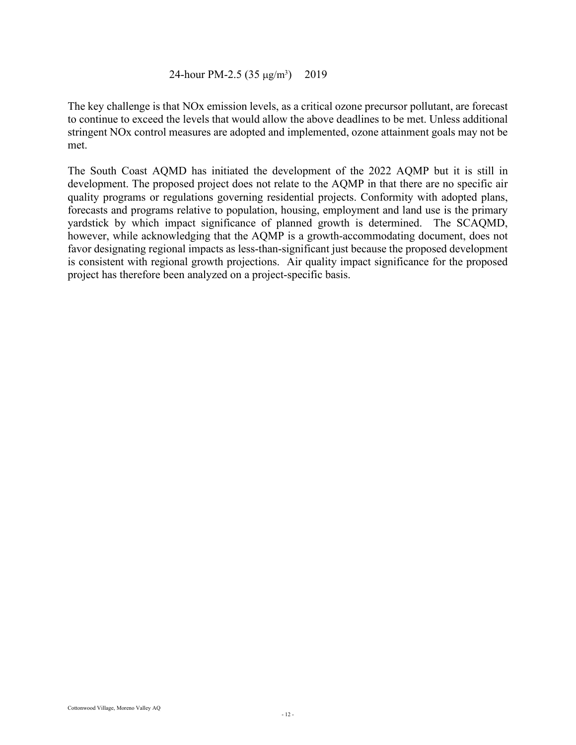24-hour PM-2.5 (35 μg/m[3]) 2019

The key challenge is that NOx emission levels, as a critical ozone precursor pollutant, are forecast to continue to exceed the levels that would allow the above deadlines to be met. Unless additional stringent NOx control measures are adopted and implemented, ozone attainment goals may not be met.

The South Coast AQMD has initiated the development of the 2022 AQMP but it is still in development. The proposed project does not relate to the AQMP in that there are no specific air quality programs or regulations governing residential projects. Conformity with adopted plans, forecasts and programs relative to population, housing, employment and land use is the primary yardstick by which impact significance of planned growth is determined. The SCAQMD, however, while acknowledging that the AQMP is a growth-accommodating document, does not favor designating regional impacts as less-than-significant just because the proposed development is consistent with regional growth projections. Air quality impact significance for the proposed project has therefore been analyzed on a project-specific basis.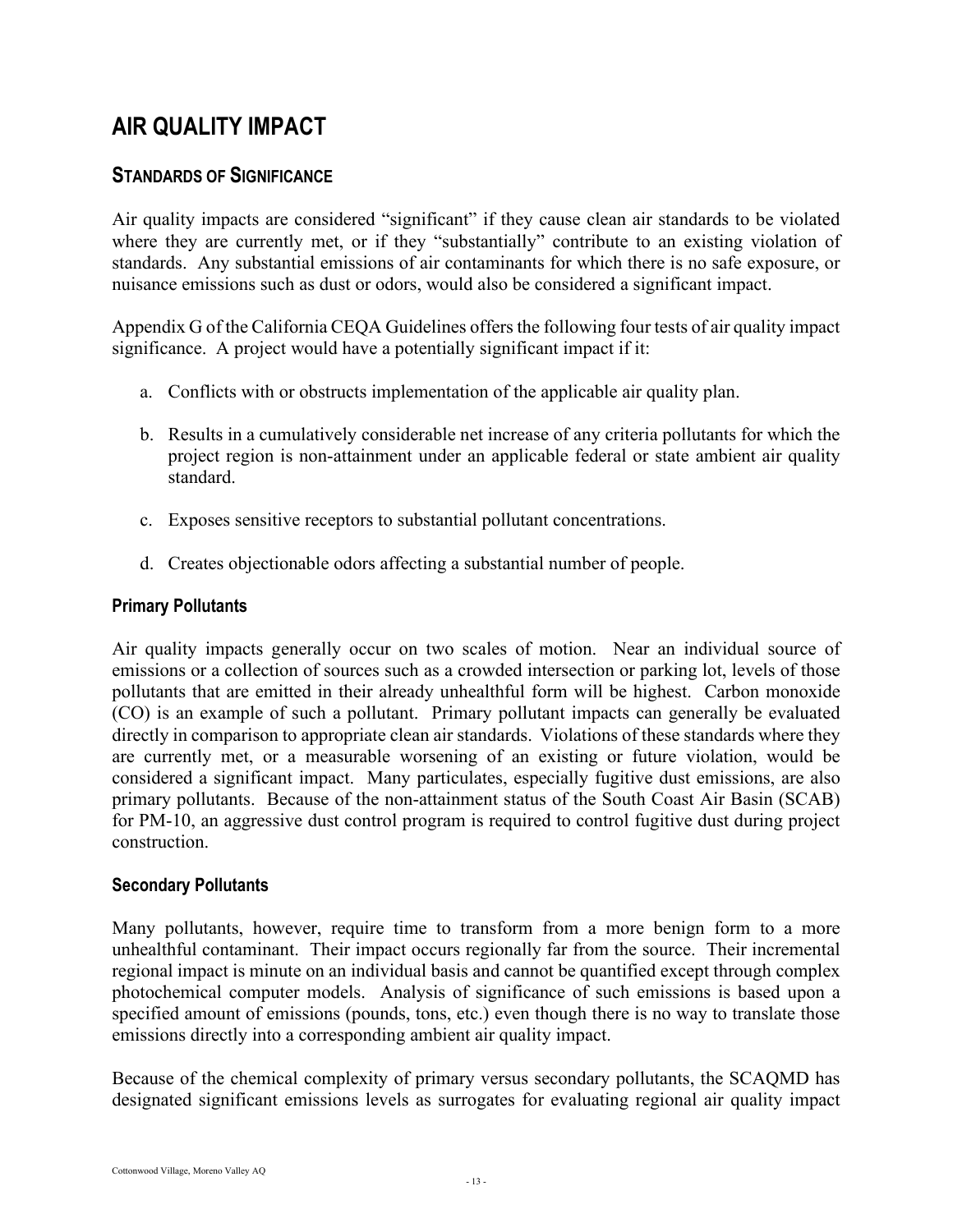# AIR QUALITY IMPACT

## STANDARDS OF SIGNIFICANCE

Air quality impacts are considered "significant" if they cause clean air standards to be violated where they are currently met, or if they "substantially" contribute to an existing violation of standards. Any substantial emissions of air contaminants for which there is no safe exposure, or nuisance emissions such as dust or odors, would also be considered a significant impact.

Appendix G of the California CEQA Guidelines offers the following four tests of air quality impact significance. A project would have a potentially significant impact if it:

a. Conflicts with or obstructs implementation of the applicable air quality plan.

b. Results in a cumulatively considerable net increase of any criteria pollutants for which the project region is non-attainment under an applicable federal or state ambient air quality standard.

c. Exposes sensitive receptors to substantial pollutant concentrations.

d. Creates objectionable odors affecting a substantial number of people.

### Primary Pollutants

Air quality impacts generally occur on two scales of motion. Near an individual source of emissions or a collection of sources such as a crowded intersection or parking lot, levels of those pollutants that are emitted in their already unhealthful form will be highest. Carbon monoxide (CO) is an example of such a pollutant. Primary pollutant impacts can generally be evaluated directly in comparison to appropriate clean air standards. Violations of these standards where they are currently met, or a measurable worsening of an existing or future violation, would be considered a significant impact. Many particulates, especially fugitive dust emissions, are also primary pollutants. Because of the non-attainment status of the South Coast Air Basin (SCAB) for PM-10, an aggressive dust control program is required to control fugitive dust during project construction.

### Secondary Pollutants

Many pollutants, however, require time to transform from a more benign form to a more unhealthful contaminant. Their impact occurs regionally far from the source. Their incremental regional impact is minute on an individual basis and cannot be quantified except through complex photochemical computer models. Analysis of significance of such emissions is based upon a specified amount of emissions (pounds, tons, etc.) even though there is no way to translate those emissions directly into a corresponding ambient air quality impact.

Because of the chemical complexity of primary versus secondary pollutants, the SCAQMD has designated significant emissions levels as surrogates for evaluating regional air quality impact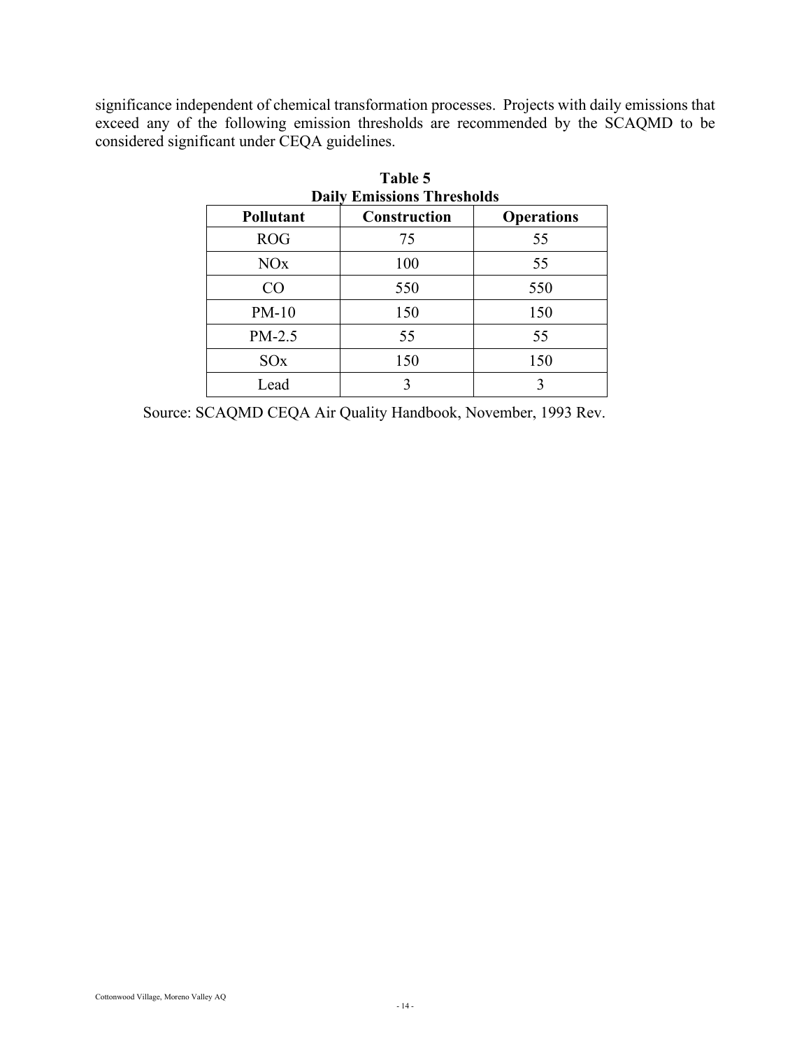significance independent of chemical transformation processes. Projects with daily emissions that exceed any of the following emission thresholds are recommended by the SCAQMD to be considered significant under CEQA guidelines.

**Table 5**
**Daily Emissions Thresholds**

| Pollutant | Construction | Operations |
|---|---|---|
| ROG | 75 | 55 |
| NOx | 100 | 55 |
| CO | 550 | 550 |
| PM-10 | 150 | 150 |
| PM-2.5 | 55 | 55 |
| SOx | 150 | 150 |
| Lead | 3 | 3 |

Source: SCAQMD CEQA Air Quality Handbook, November, 1993 Rev.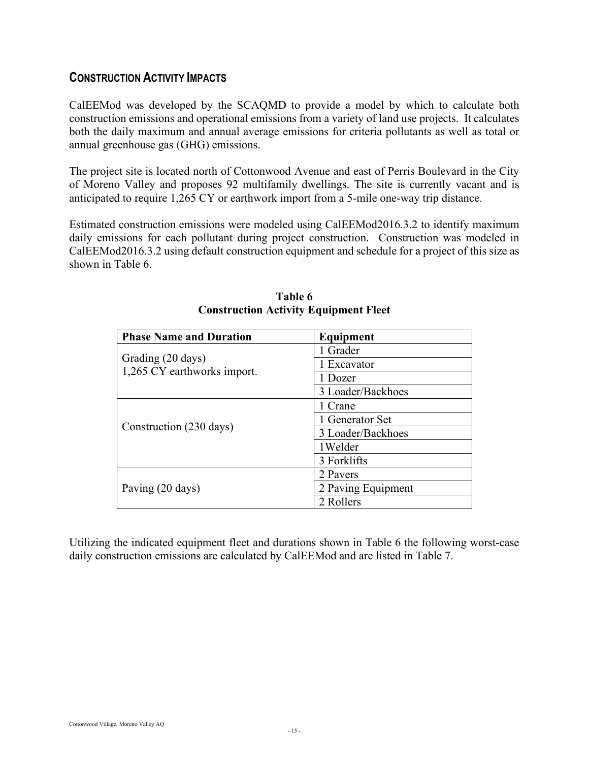## CONSTRUCTION ACTIVITY IMPACTS

CalEEMod was developed by the SCAQMD to provide a model by which to calculate both construction emissions and operational emissions from a variety of land use projects. It calculates both the daily maximum and annual average emissions for criteria pollutants as well as total or annual greenhouse gas (GHG) emissions.

The project site is located north of Cottonwood Avenue and east of Perris Boulevard in the City of Moreno Valley and proposes 92 multifamily dwellings. The site is currently vacant and is anticipated to require 1,265 CY or earthwork import from a 5-mile one-way trip distance.

Estimated construction emissions were modeled using CalEEMod2016.3.2 to identify maximum daily emissions for each pollutant during project construction. Construction was modeled in CalEEMod2016.3.2 using default construction equipment and schedule for a project of this size as shown in Table 6.

**Table 6**
**Construction Activity Equipment Fleet**

| Phase Name and Duration | Equipment |
|---|---|
| Grading (20 days) 1,265 CY earthworks import. | 1 Grader |
| | 1 Excavator |
| | 1 Dozer |
| | 3 Loader/Backhoes |
| Construction (230 days) | 1 Crane |
| | 1 Generator Set |
| | 3 Loader/Backhoes |
| | 1Welder |
| | 3 Forklifts |
| Paving (20 days) | 2 Pavers |
| | 2 Paving Equipment |
| | 2 Rollers |

Utilizing the indicated equipment fleet and durations shown in Table 6 the following worst-case daily construction emissions are calculated by CalEEMod and are listed in Table 7.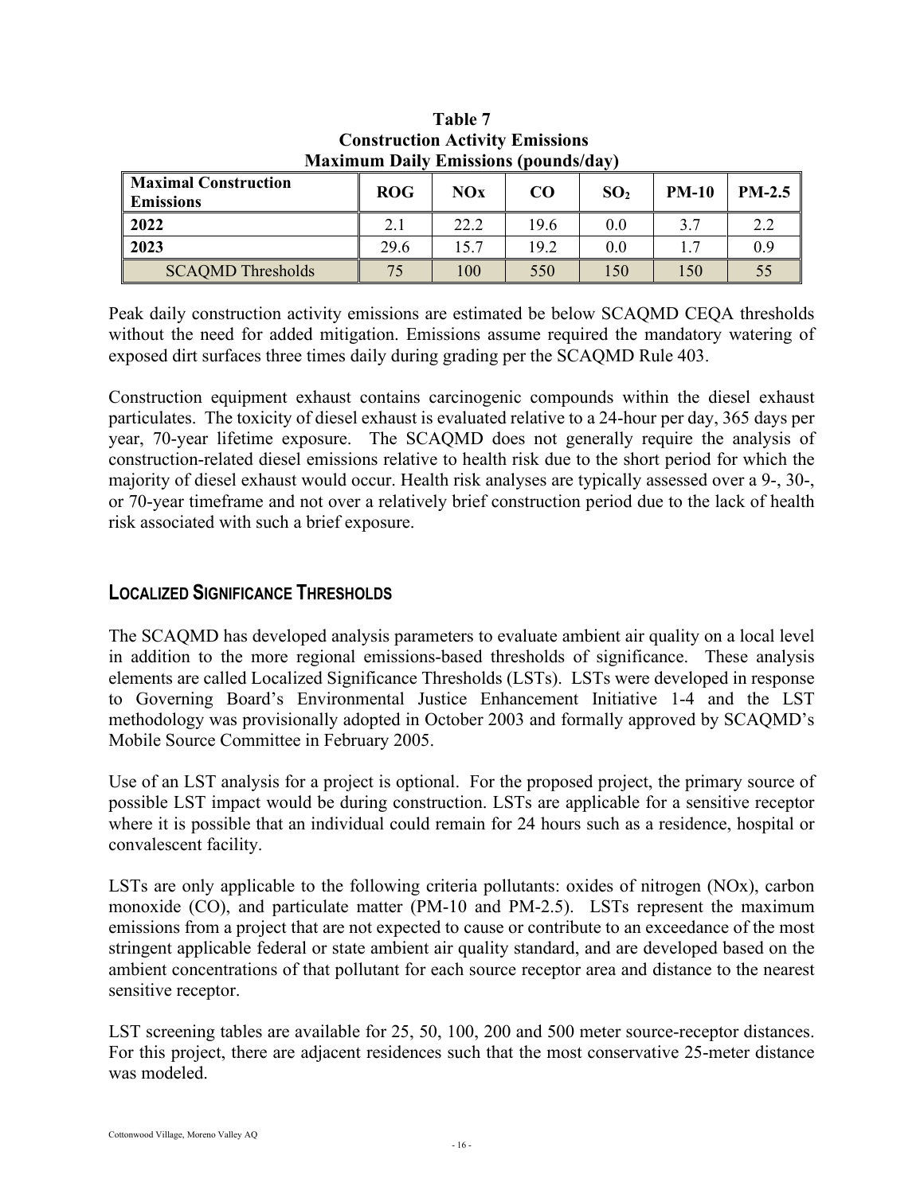**Table 7**
**Construction Activity Emissions**
**Maximum Daily Emissions (pounds/day)**

| Maximal Construction Emissions | ROG | NOx | CO | $SO_2$ | PM-10 | PM-2.5 |
|---|---|---|---|---|---|---|
| **2022** | 2.1 | 22.2 | 19.6 | 0.0 | 3.7 | 2.2 |
| **2023** | 29.6 | 15.7 | 19.2 | 0.0 | 1.7 | 0.9 |
| SCAQMD Thresholds | 75 | 100 | 550 | 150 | 150 | 55 |

Peak daily construction activity emissions are estimated be below SCAQMD CEQA thresholds without the need for added mitigation. Emissions assume required the mandatory watering of exposed dirt surfaces three times daily during grading per the SCAQMD Rule 403.

Construction equipment exhaust contains carcinogenic compounds within the diesel exhaust particulates. The toxicity of diesel exhaust is evaluated relative to a 24-hour per day, 365 days per year, 70-year lifetime exposure. The SCAQMD does not generally require the analysis of construction-related diesel emissions relative to health risk due to the short period for which the majority of diesel exhaust would occur. Health risk analyses are typically assessed over a 9-, 30-, or 70-year timeframe and not over a relatively brief construction period due to the lack of health risk associated with such a brief exposure.

## LOCALIZED SIGNIFICANCE THRESHOLDS

The SCAQMD has developed analysis parameters to evaluate ambient air quality on a local level in addition to the more regional emissions-based thresholds of significance. These analysis elements are called Localized Significance Thresholds (LSTs). LSTs were developed in response to Governing Board's Environmental Justice Enhancement Initiative 1-4 and the LST methodology was provisionally adopted in October 2003 and formally approved by SCAQMD's Mobile Source Committee in February 2005.

Use of an LST analysis for a project is optional. For the proposed project, the primary source of possible LST impact would be during construction. LSTs are applicable for a sensitive receptor where it is possible that an individual could remain for 24 hours such as a residence, hospital or convalescent facility.

LSTs are only applicable to the following criteria pollutants: oxides of nitrogen (NOx), carbon monoxide (CO), and particulate matter (PM-10 and PM-2.5). LSTs represent the maximum emissions from a project that are not expected to cause or contribute to an exceedance of the most stringent applicable federal or state ambient air quality standard, and are developed based on the ambient concentrations of that pollutant for each source receptor area and distance to the nearest sensitive receptor.

LST screening tables are available for 25, 50, 100, 200 and 500 meter source-receptor distances. For this project, there are adjacent residences such that the most conservative 25-meter distance was modeled.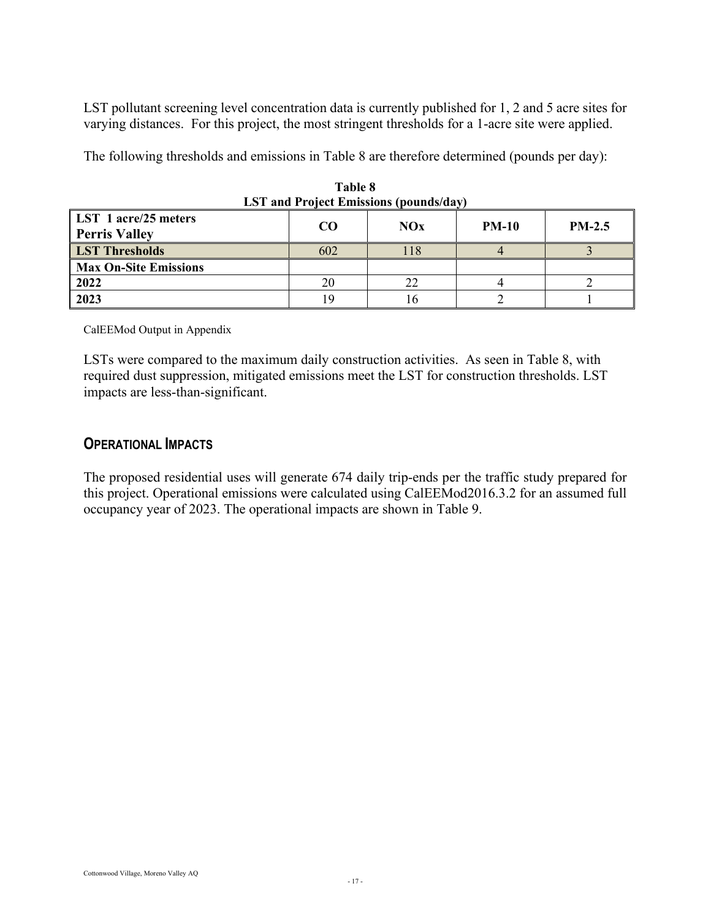LST pollutant screening level concentration data is currently published for 1, 2 and 5 acre sites for varying distances. For this project, the most stringent thresholds for a 1-acre site were applied.

The following thresholds and emissions in Table 8 are therefore determined (pounds per day):

**Table 8**
**LST and Project Emissions (pounds/day)**

| LST 1 acre/25 meters Perris Valley | CO | NOx | PM-10 | PM-2.5 |
|---|---|---|---|---|
| **LST Thresholds** | 602 | 118 | 4 | 3 |
| **Max On-Site Emissions** | | | | |
| **2022** | 20 | 22 | 4 | 2 |
| **2023** | 19 | 16 | 2 | 1 |

CalEEMod Output in Appendix

LSTs were compared to the maximum daily construction activities. As seen in Table 8, with required dust suppression, mitigated emissions meet the LST for construction thresholds. LST impacts are less-than-significant.

## OPERATIONAL IMPACTS

The proposed residential uses will generate 674 daily trip-ends per the traffic study prepared for this project. Operational emissions were calculated using CalEEMod2016.3.2 for an assumed full occupancy year of 2023. The operational impacts are shown in Table 9.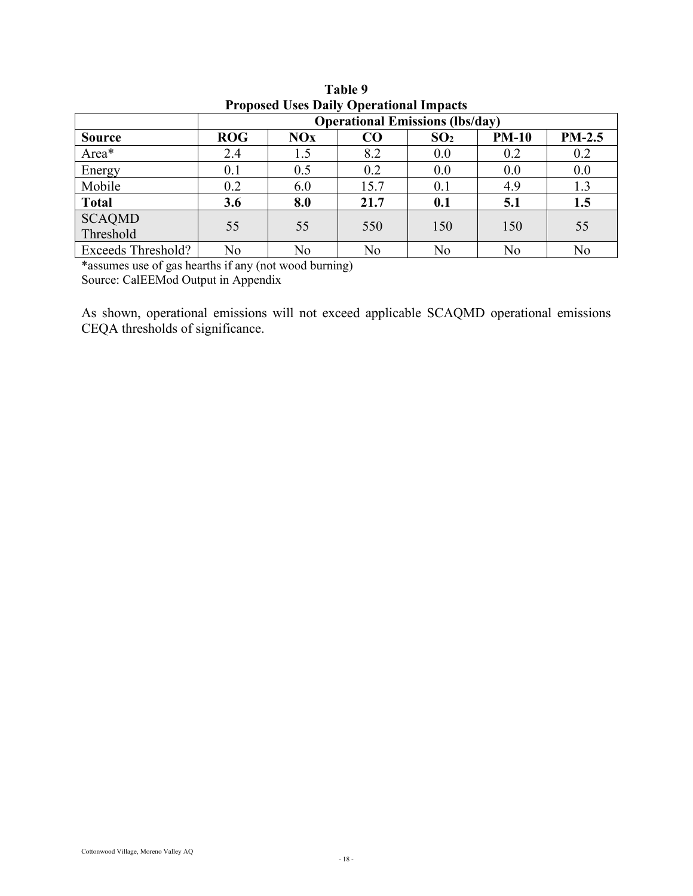**Table 9**
**Proposed Uses Daily Operational Impacts**

| | Operational Emissions (lbs/day) | | | | | |
|---|---|---|---|---|---|---|
| **Source** | **ROG** | **NOx** | **CO** | **$SO_2$** | **PM-10** | **PM-2.5** |
| Area* | 2.4 | 1.5 | 8.2 | 0.0 | 0.2 | 0.2 |
| Energy | 0.1 | 0.5 | 0.2 | 0.0 | 0.0 | 0.0 |
| Mobile | 0.2 | 6.0 | 15.7 | 0.1 | 4.9 | 1.3 |
| **Total** | **3.6** | **8.0** | **21.7** | **0.1** | **5.1** | **1.5** |
| SCAQMD Threshold | 55 | 55 | 550 | 150 | 150 | 55 |
| Exceeds Threshold? | No | No | No | No | No | No |

*assumes use of gas hearths if any (not wood burning)
Source: CalEEMod Output in Appendix

As shown, operational emissions will not exceed applicable SCAQMD operational emissions CEQA thresholds of significance.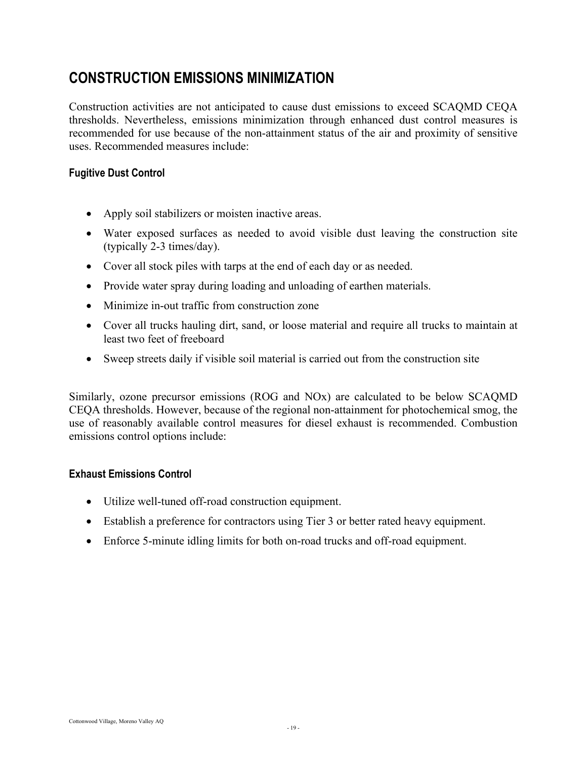## CONSTRUCTION EMISSIONS MINIMIZATION

Construction activities are not anticipated to cause dust emissions to exceed SCAQMD CEQA thresholds. Nevertheless, emissions minimization through enhanced dust control measures is recommended for use because of the non-attainment status of the air and proximity of sensitive uses. Recommended measures include:

### Fugitive Dust Control

- Apply soil stabilizers or moisten inactive areas.
- Water exposed surfaces as needed to avoid visible dust leaving the construction site (typically 2-3 times/day).
- Cover all stock piles with tarps at the end of each day or as needed.
- Provide water spray during loading and unloading of earthen materials.
- Minimize in-out traffic from construction zone
- Cover all trucks hauling dirt, sand, or loose material and require all trucks to maintain at least two feet of freeboard
- Sweep streets daily if visible soil material is carried out from the construction site

Similarly, ozone precursor emissions (ROG and NOx) are calculated to be below SCAQMD CEQA thresholds. However, because of the regional non-attainment for photochemical smog, the use of reasonably available control measures for diesel exhaust is recommended. Combustion emissions control options include:

### Exhaust Emissions Control

- Utilize well-tuned off-road construction equipment.
- Establish a preference for contractors using Tier 3 or better rated heavy equipment.
- Enforce 5-minute idling limits for both on-road trucks and off-road equipment.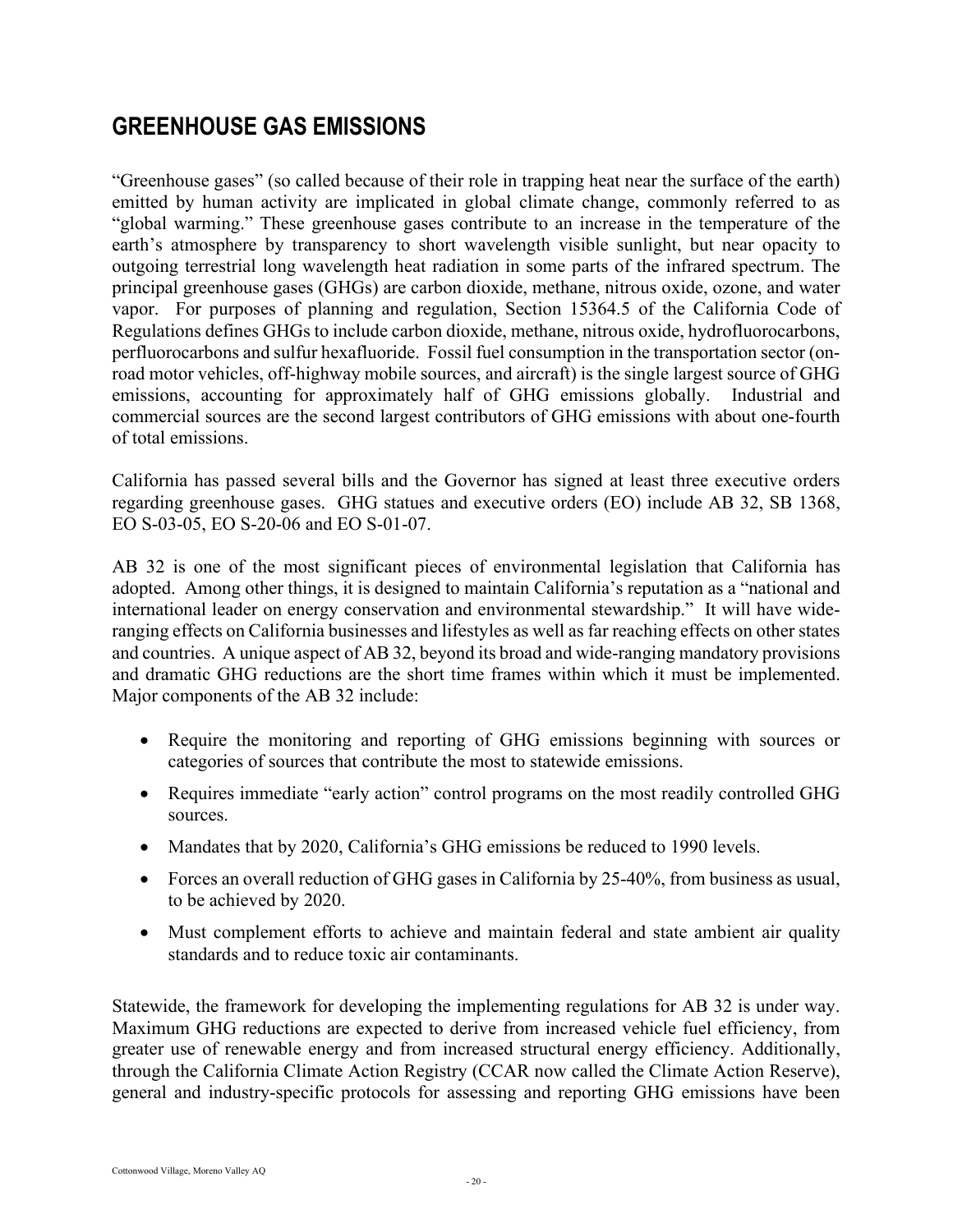## GREENHOUSE GAS EMISSIONS

"Greenhouse gases" (so called because of their role in trapping heat near the surface of the earth) emitted by human activity are implicated in global climate change, commonly referred to as "global warming." These greenhouse gases contribute to an increase in the temperature of the earth's atmosphere by transparency to short wavelength visible sunlight, but near opacity to outgoing terrestrial long wavelength heat radiation in some parts of the infrared spectrum. The principal greenhouse gases (GHGs) are carbon dioxide, methane, nitrous oxide, ozone, and water vapor. For purposes of planning and regulation, Section 15364.5 of the California Code of Regulations defines GHGs to include carbon dioxide, methane, nitrous oxide, hydrofluorocarbons, perfluorocarbons and sulfur hexafluoride. Fossil fuel consumption in the transportation sector (on-road motor vehicles, off-highway mobile sources, and aircraft) is the single largest source of GHG emissions, accounting for approximately half of GHG emissions globally. Industrial and commercial sources are the second largest contributors of GHG emissions with about one-fourth of total emissions.

California has passed several bills and the Governor has signed at least three executive orders regarding greenhouse gases. GHG statues and executive orders (EO) include AB 32, SB 1368, EO S-03-05, EO S-20-06 and EO S-01-07.

AB 32 is one of the most significant pieces of environmental legislation that California has adopted. Among other things, it is designed to maintain California's reputation as a "national and international leader on energy conservation and environmental stewardship." It will have wide-ranging effects on California businesses and lifestyles as well as far reaching effects on other states and countries. A unique aspect of AB 32, beyond its broad and wide-ranging mandatory provisions and dramatic GHG reductions are the short time frames within which it must be implemented. Major components of the AB 32 include:

- Require the monitoring and reporting of GHG emissions beginning with sources or categories of sources that contribute the most to statewide emissions.
- Requires immediate "early action" control programs on the most readily controlled GHG sources.
- Mandates that by 2020, California's GHG emissions be reduced to 1990 levels.
- Forces an overall reduction of GHG gases in California by 25-40%, from business as usual, to be achieved by 2020.
- Must complement efforts to achieve and maintain federal and state ambient air quality standards and to reduce toxic air contaminants.

Statewide, the framework for developing the implementing regulations for AB 32 is under way. Maximum GHG reductions are expected to derive from increased vehicle fuel efficiency, from greater use of renewable energy and from increased structural energy efficiency. Additionally, through the California Climate Action Registry (CCAR now called the Climate Action Reserve), general and industry-specific protocols for assessing and reporting GHG emissions have been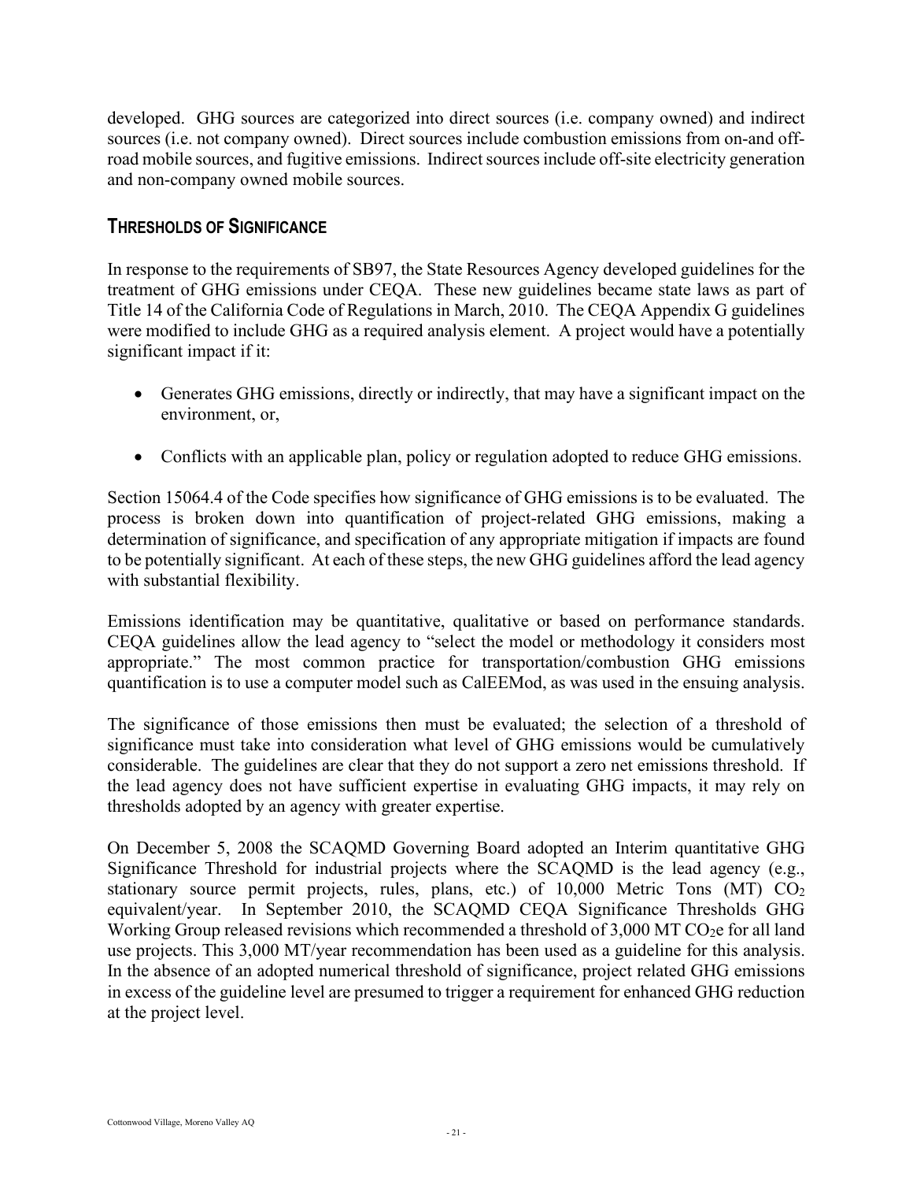developed. GHG sources are categorized into direct sources (i.e. company owned) and indirect sources (i.e. not company owned). Direct sources include combustion emissions from on-and off-road mobile sources, and fugitive emissions. Indirect sources include off-site electricity generation and non-company owned mobile sources.

## THRESHOLDS OF SIGNIFICANCE

In response to the requirements of SB97, the State Resources Agency developed guidelines for the treatment of GHG emissions under CEQA. These new guidelines became state laws as part of Title 14 of the California Code of Regulations in March, 2010. The CEQA Appendix G guidelines were modified to include GHG as a required analysis element. A project would have a potentially significant impact if it:

- Generates GHG emissions, directly or indirectly, that may have a significant impact on the environment, or,
- Conflicts with an applicable plan, policy or regulation adopted to reduce GHG emissions.

Section 15064.4 of the Code specifies how significance of GHG emissions is to be evaluated. The process is broken down into quantification of project-related GHG emissions, making a determination of significance, and specification of any appropriate mitigation if impacts are found to be potentially significant. At each of these steps, the new GHG guidelines afford the lead agency with substantial flexibility.

Emissions identification may be quantitative, qualitative or based on performance standards. CEQA guidelines allow the lead agency to "select the model or methodology it considers most appropriate." The most common practice for transportation/combustion GHG emissions quantification is to use a computer model such as CalEEMod, as was used in the ensuing analysis.

The significance of those emissions then must be evaluated; the selection of a threshold of significance must take into consideration what level of GHG emissions would be cumulatively considerable. The guidelines are clear that they do not support a zero net emissions threshold. If the lead agency does not have sufficient expertise in evaluating GHG impacts, it may rely on thresholds adopted by an agency with greater expertise.

On December 5, 2008 the SCAQMD Governing Board adopted an Interim quantitative GHG Significance Threshold for industrial projects where the SCAQMD is the lead agency (e.g., stationary source permit projects, rules, plans, etc.) of 10,000 Metric Tons (MT) $CO_2$ equivalent/year. In September 2010, the SCAQMD CEQA Significance Thresholds GHG Working Group released revisions which recommended a threshold of 3,000 MT $CO_2e$ for all land use projects. This 3,000 MT/year recommendation has been used as a guideline for this analysis. In the absence of an adopted numerical threshold of significance, project related GHG emissions in excess of the guideline level are presumed to trigger a requirement for enhanced GHG reduction at the project level.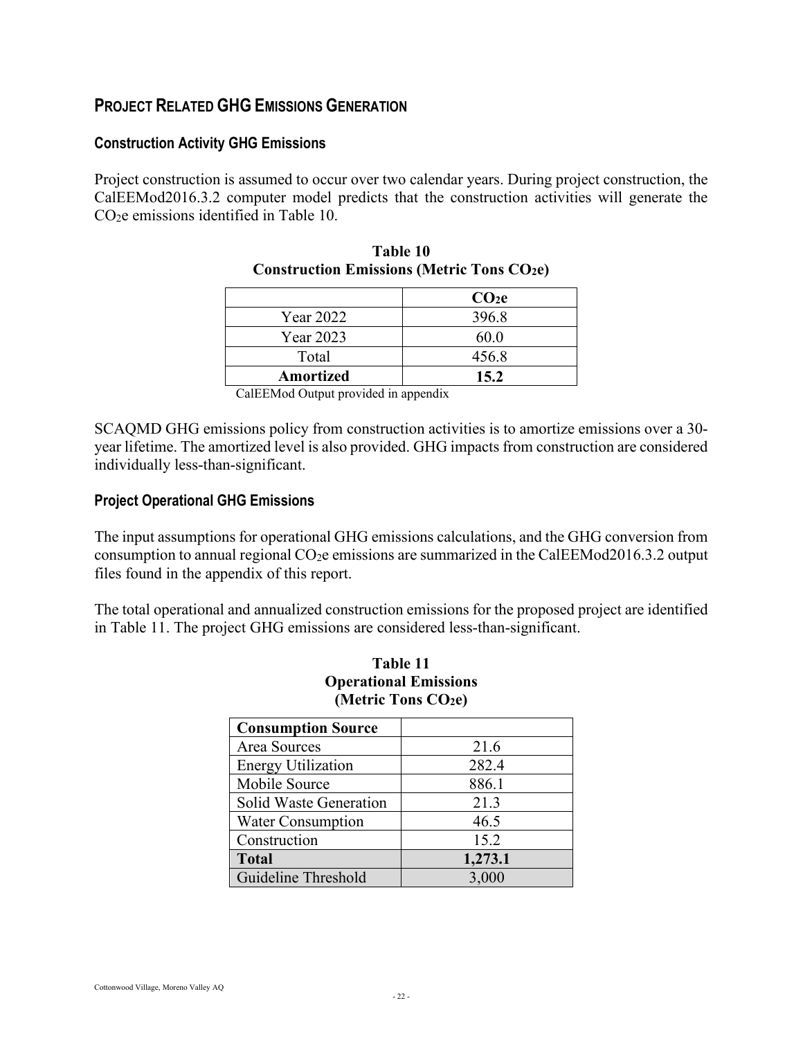## PROJECT RELATED GHG EMISSIONS GENERATION

### Construction Activity GHG Emissions

Project construction is assumed to occur over two calendar years. During project construction, the CalEEMod2016.3.2 computer model predicts that the construction activities will generate the $CO_2e$ emissions identified in Table 10.

**Table 10**
**Construction Emissions (Metric Tons $CO_2e$)**

| | $CO_2e$ |
|---|---|
| Year 2022 | 396.8 |
| Year 2023 | 60.0 |
| Total | 456.8 |
| **Amortized** | **15.2** |

CalEEMod Output provided in appendix

SCAQMD GHG emissions policy from construction activities is to amortize emissions over a 30-year lifetime. The amortized level is also provided. GHG impacts from construction are considered individually less-than-significant.

### Project Operational GHG Emissions

The input assumptions for operational GHG emissions calculations, and the GHG conversion from consumption to annual regional $CO_2e$ emissions are summarized in the CalEEMod2016.3.2 output files found in the appendix of this report.

The total operational and annualized construction emissions for the proposed project are identified in Table 11. The project GHG emissions are considered less-than-significant.

**Table 11**
**Operational Emissions**
**(Metric Tons $CO_2e$)**

| **Consumption Source** | |
|---|---|
| Area Sources | 21.6 |
| Energy Utilization | 282.4 |
| Mobile Source | 886.1 |
| Solid Waste Generation | 21.3 |
| Water Consumption | 46.5 |
| Construction | 15.2 |
| **Total** | **1,273.1** |
| Guideline Threshold | 3,000 |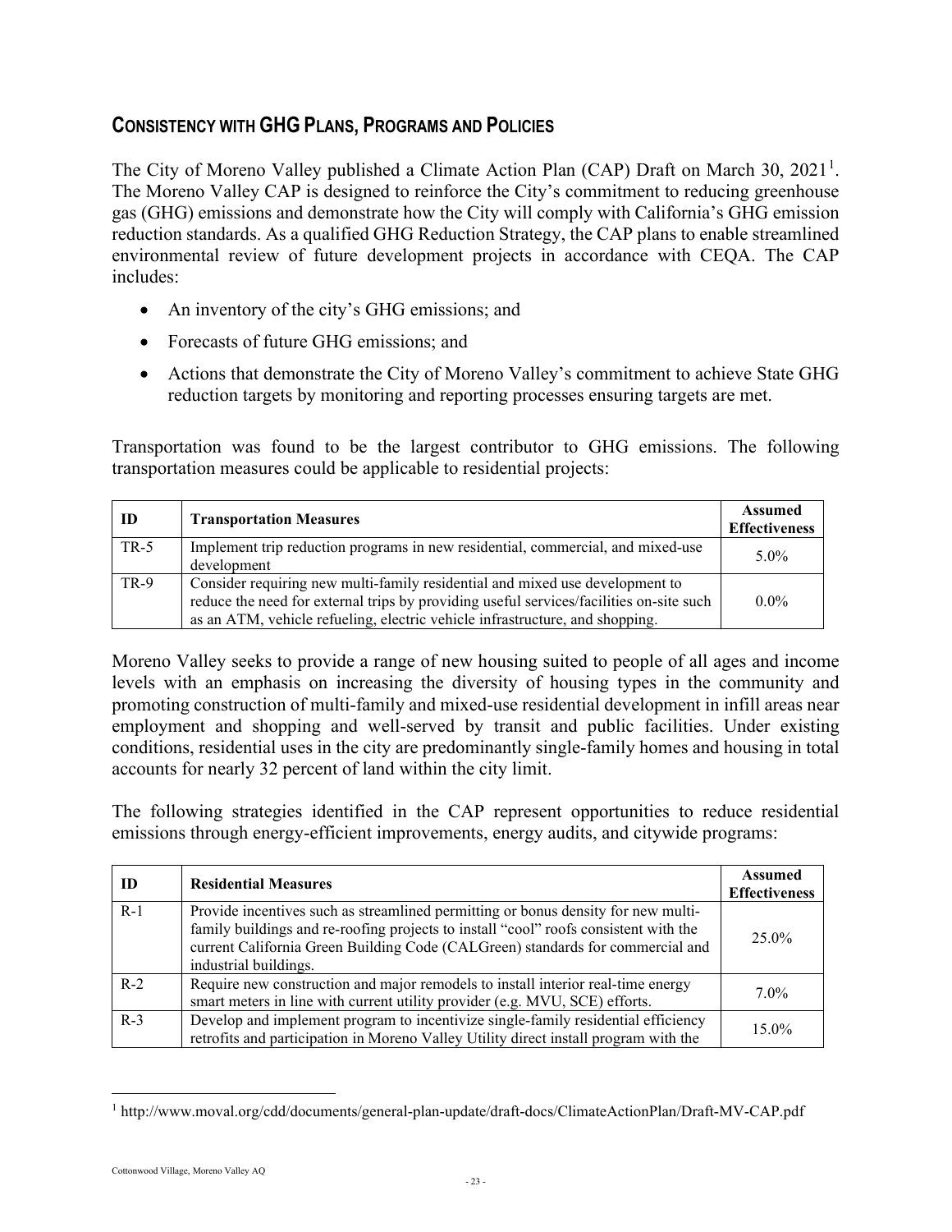## Consistency with GHG Plans, Programs and Policies

The City of Moreno Valley published a Climate Action Plan (CAP) Draft on March 30, 2021[1]. The Moreno Valley CAP is designed to reinforce the City's commitment to reducing greenhouse gas (GHG) emissions and demonstrate how the City will comply with California's GHG emission reduction standards. As a qualified GHG Reduction Strategy, the CAP plans to enable streamlined environmental review of future development projects in accordance with CEQA. The CAP includes:

- An inventory of the city's GHG emissions; and
- Forecasts of future GHG emissions; and
- Actions that demonstrate the City of Moreno Valley's commitment to achieve State GHG reduction targets by monitoring and reporting processes ensuring targets are met.

Transportation was found to be the largest contributor to GHG emissions. The following transportation measures could be applicable to residential projects:

| ID | Transportation Measures | Assumed Effectiveness |
|---|---|---|
| TR-5 | Implement trip reduction programs in new residential, commercial, and mixed-use development | 5.0% |
| TR-9 | Consider requiring new multi-family residential and mixed use development to reduce the need for external trips by providing useful services/facilities on-site such as an ATM, vehicle refueling, electric vehicle infrastructure, and shopping. | 0.0% |

Moreno Valley seeks to provide a range of new housing suited to people of all ages and income levels with an emphasis on increasing the diversity of housing types in the community and promoting construction of multi-family and mixed-use residential development in infill areas near employment and shopping and well-served by transit and public facilities. Under existing conditions, residential uses in the city are predominantly single-family homes and housing in total accounts for nearly 32 percent of land within the city limit.

The following strategies identified in the CAP represent opportunities to reduce residential emissions through energy-efficient improvements, energy audits, and citywide programs:

| ID | Residential Measures | Assumed Effectiveness |
|---|---|---|
| R-1 | Provide incentives such as streamlined permitting or bonus density for new multi-family buildings and re-roofing projects to install "cool" roofs consistent with the current California Green Building Code (CALGreen) standards for commercial and industrial buildings. | 25.0% |
| R-2 | Require new construction and major remodels to install interior real-time energy smart meters in line with current utility provider (e.g. MVU, SCE) efforts. | 7.0% |
| R-3 | Develop and implement program to incentivize single-family residential efficiency retrofits and participation in Moreno Valley Utility direct install program with the | 15.0% |

[1] http://www.moval.org/cdd/documents/general-plan-update/draft-docs/ClimateActionPlan/Draft-MV-CAP.pdf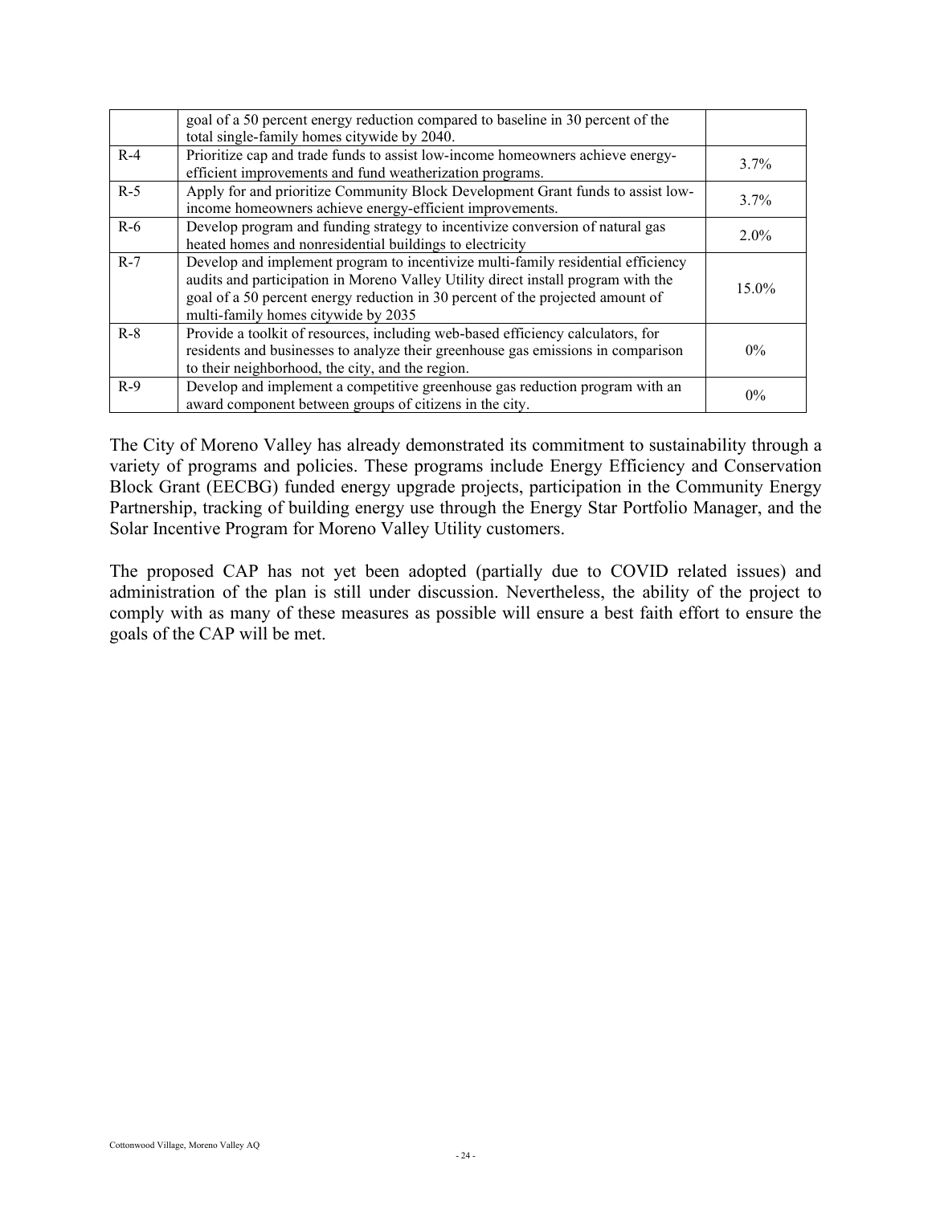|  |  |  |
|---|---|---|
|  | goal of a 50 percent energy reduction compared to baseline in 30 percent of the total single-family homes citywide by 2040. |  |
| R-4 | Prioritize cap and trade funds to assist low-income homeowners achieve energy-efficient improvements and fund weatherization programs. | 3.7% |
| R-5 | Apply for and prioritize Community Block Development Grant funds to assist low-income homeowners achieve energy-efficient improvements. | 3.7% |
| R-6 | Develop program and funding strategy to incentivize conversion of natural gas heated homes and nonresidential buildings to electricity | 2.0% |
| R-7 | Develop and implement program to incentivize multi-family residential efficiency audits and participation in Moreno Valley Utility direct install program with the goal of a 50 percent energy reduction in 30 percent of the projected amount of multi-family homes citywide by 2035 | 15.0% |
| R-8 | Provide a toolkit of resources, including web-based efficiency calculators, for residents and businesses to analyze their greenhouse gas emissions in comparison to their neighborhood, the city, and the region. | 0% |
| R-9 | Develop and implement a competitive greenhouse gas reduction program with an award component between groups of citizens in the city. | 0% |

The City of Moreno Valley has already demonstrated its commitment to sustainability through a variety of programs and policies. These programs include Energy Efficiency and Conservation Block Grant (EECBG) funded energy upgrade projects, participation in the Community Energy Partnership, tracking of building energy use through the Energy Star Portfolio Manager, and the Solar Incentive Program for Moreno Valley Utility customers.

The proposed CAP has not yet been adopted (partially due to COVID related issues) and administration of the plan is still under discussion. Nevertheless, the ability of the project to comply with as many of these measures as possible will ensure a best faith effort to ensure the goals of the CAP will be met.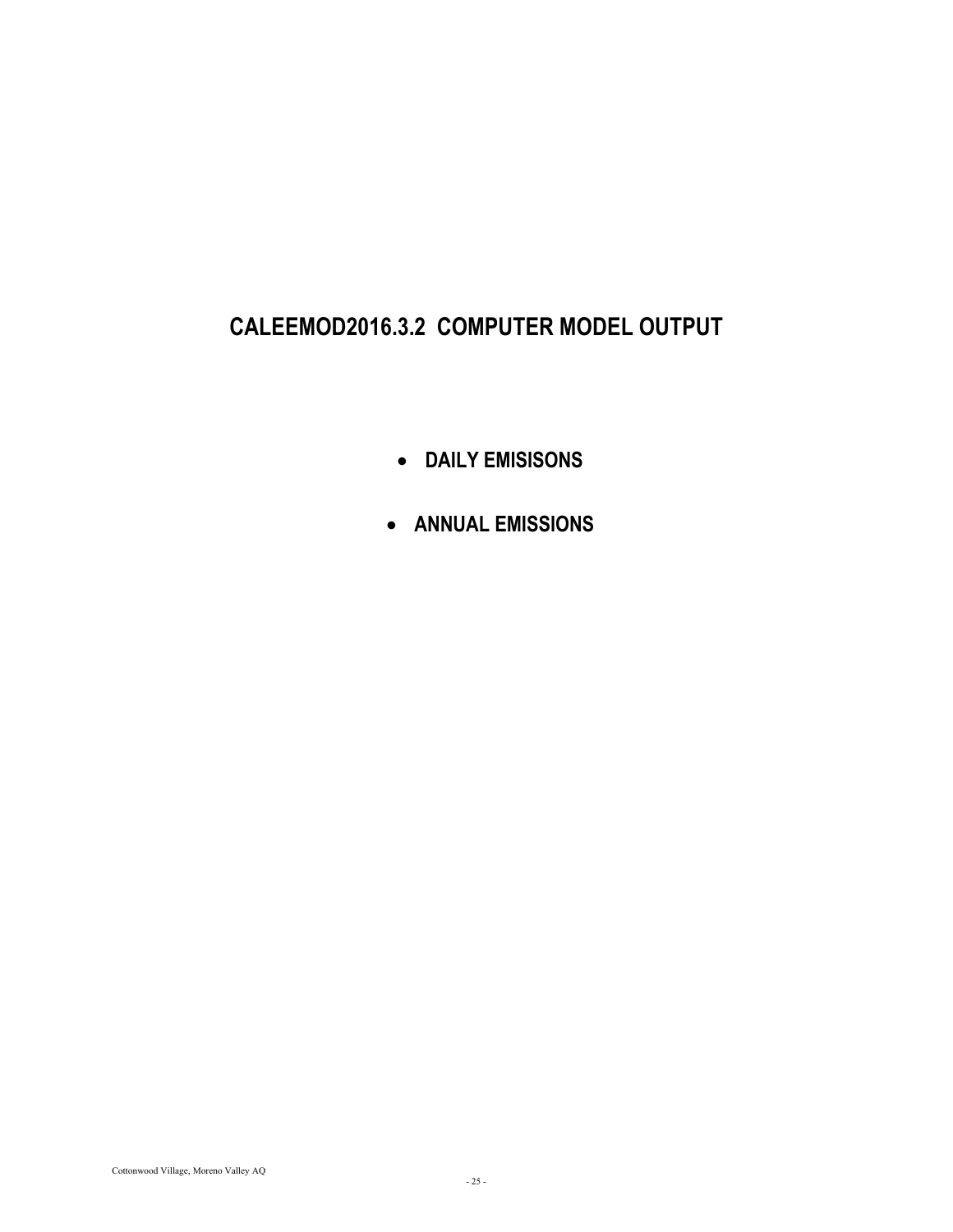# CALEEMOD2016.3.2 COMPUTER MODEL OUTPUT

- **DAILY EMISISONS**
- **ANNUAL EMISSIONS**